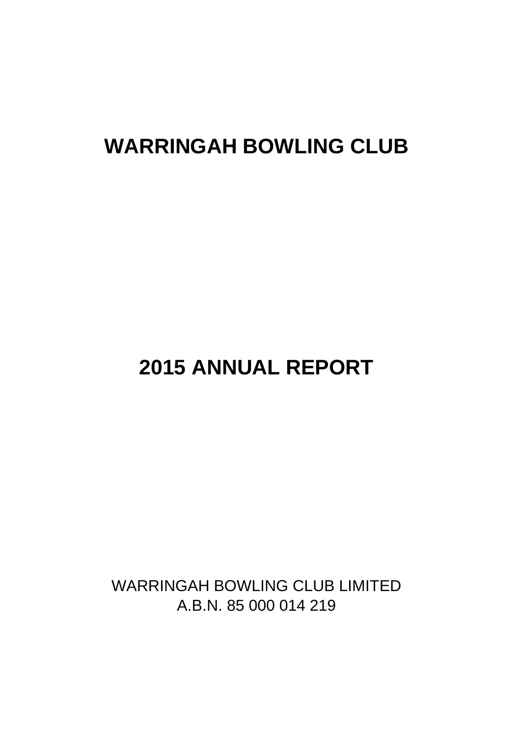# WARRINGAH BOWLING CLUB

# 2015 ANNUAL REPORT

WARRINGAH BOWLING CLUB LIMITED
A.B.N. 85 000 014 219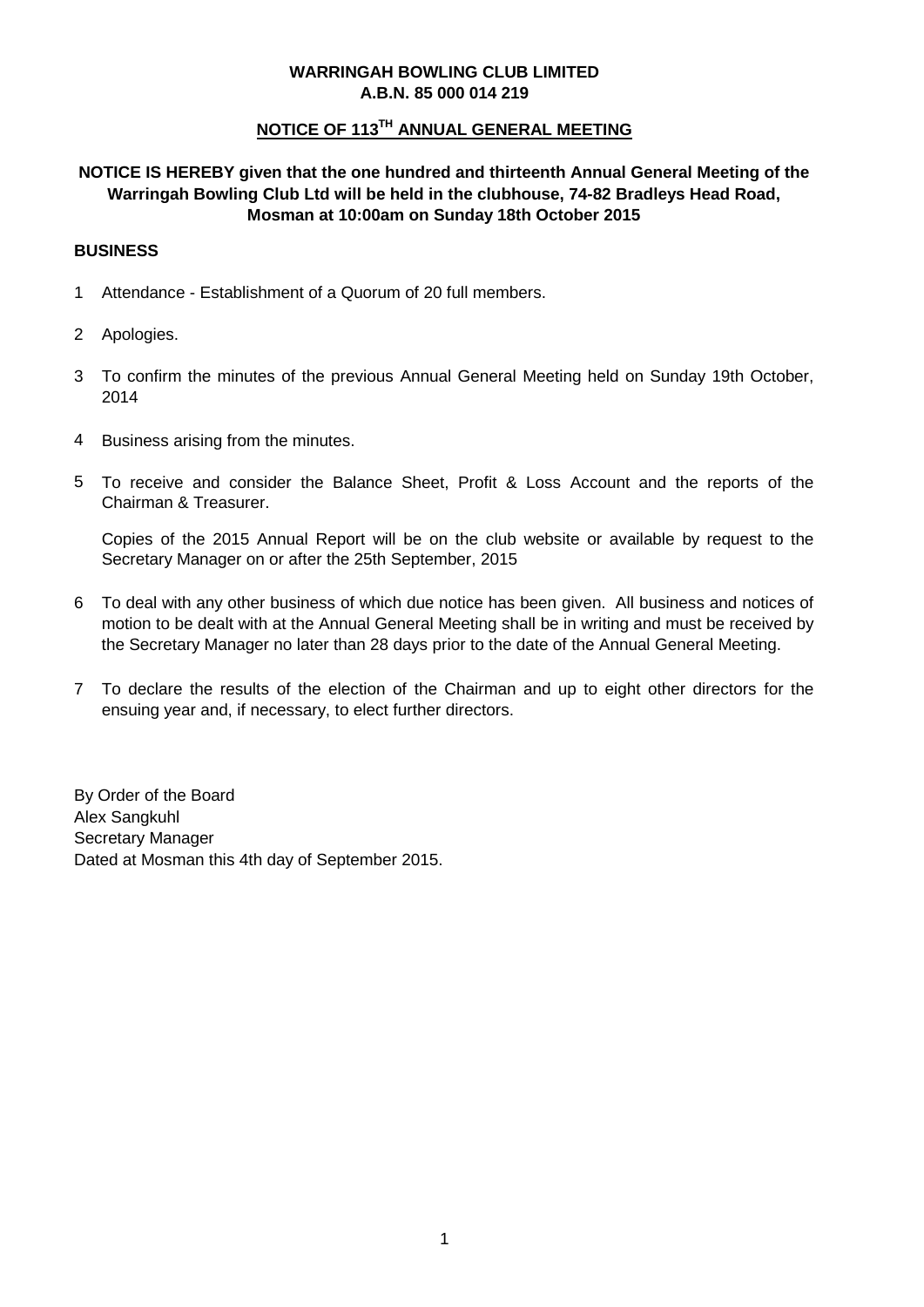**WARRINGAH BOWLING CLUB LIMITED**
**A.B.N. 85 000 014 219**

## NOTICE OF 113TH ANNUAL GENERAL MEETING

**NOTICE IS HEREBY given that the one hundred and thirteenth Annual General Meeting of the Warringah Bowling Club Ltd will be held in the clubhouse, 74-82 Bradleys Head Road, Mosman at 10:00am on Sunday 18th October 2015**

### BUSINESS

1. Attendance - Establishment of a Quorum of 20 full members.

2. Apologies.

3. To confirm the minutes of the previous Annual General Meeting held on Sunday 19th October, 2014

4. Business arising from the minutes.

5. To receive and consider the Balance Sheet, Profit & Loss Account and the reports of the Chairman & Treasurer.

   Copies of the 2015 Annual Report will be on the club website or available by request to the Secretary Manager on or after the 25th September, 2015

6. To deal with any other business of which due notice has been given. All business and notices of motion to be dealt with at the Annual General Meeting shall be in writing and must be received by the Secretary Manager no later than 28 days prior to the date of the Annual General Meeting.

7. To declare the results of the election of the Chairman and up to eight other directors for the ensuing year and, if necessary, to elect further directors.

By Order of the Board
Alex Sangkuhl
Secretary Manager
Dated at Mosman this 4th day of September 2015.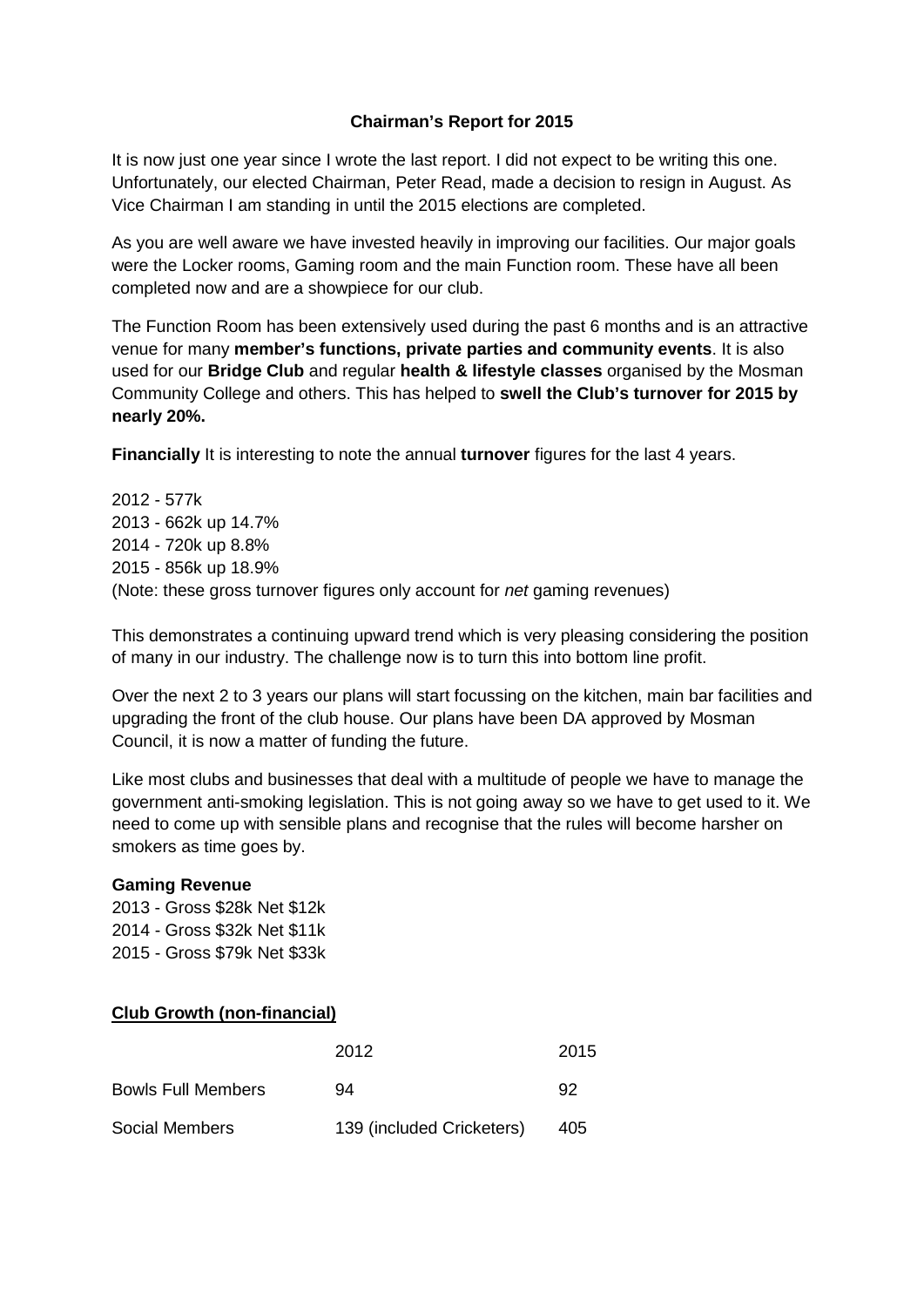**Chairman's Report for 2015**

It is now just one year since I wrote the last report. I did not expect to be writing this one. Unfortunately, our elected Chairman, Peter Read, made a decision to resign in August. As Vice Chairman I am standing in until the 2015 elections are completed.

As you are well aware we have invested heavily in improving our facilities. Our major goals were the Locker rooms, Gaming room and the main Function room. These have all been completed now and are a showpiece for our club.

The Function Room has been extensively used during the past 6 months and is an attractive venue for many **member's functions, private parties and community events**. It is also used for our **Bridge Club** and regular **health & lifestyle classes** organised by the Mosman Community College and others. This has helped to **swell the Club's turnover for 2015 by nearly 20%.**

**Financially** It is interesting to note the annual **turnover** figures for the last 4 years.

2012 - 577k
2013 - 662k up 14.7%
2014 - 720k up 8.8%
2015 - 856k up 18.9%
(Note: these gross turnover figures only account for *net* gaming revenues)

This demonstrates a continuing upward trend which is very pleasing considering the position of many in our industry. The challenge now is to turn this into bottom line profit.

Over the next 2 to 3 years our plans will start focussing on the kitchen, main bar facilities and upgrading the front of the club house. Our plans have been DA approved by Mosman Council, it is now a matter of funding the future.

Like most clubs and businesses that deal with a multitude of people we have to manage the government anti-smoking legislation. This is not going away so we have to get used to it. We need to come up with sensible plans and recognise that the rules will become harsher on smokers as time goes by.

**Gaming Revenue**
2013 - Gross $28k Net $12k
2014 - Gross $32k Net $11k
2015 - Gross $79k Net $33k

**Club Growth (non-financial)**

| | 2012 | 2015 |
|---|---|---|
| Bowls Full Members | 94 | 92 |
| Social Members | 139 (included Cricketers) | 405 |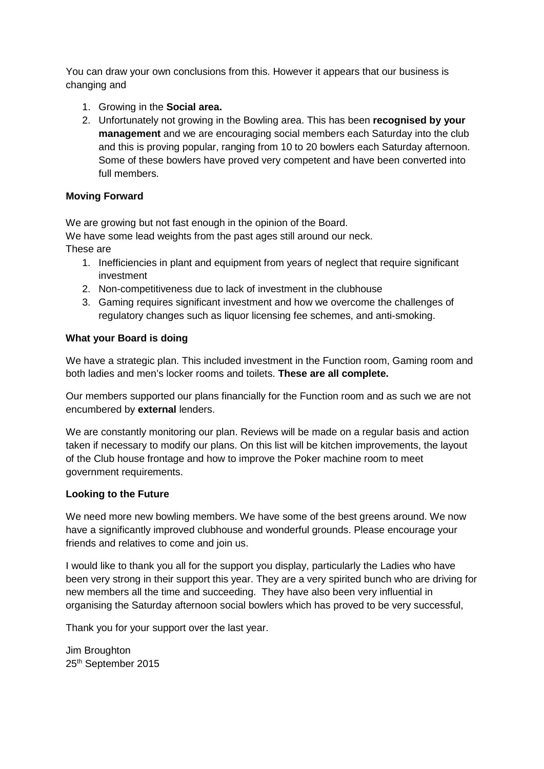You can draw your own conclusions from this. However it appears that our business is changing and

1. Growing in the **Social area.**
2. Unfortunately not growing in the Bowling area. This has been **recognised by your management** and we are encouraging social members each Saturday into the club and this is proving popular, ranging from 10 to 20 bowlers each Saturday afternoon. Some of these bowlers have proved very competent and have been converted into full members.

**Moving Forward**

We are growing but not fast enough in the opinion of the Board.
We have some lead weights from the past ages still around our neck.
These are

1. Inefficiencies in plant and equipment from years of neglect that require significant investment
2. Non-competitiveness due to lack of investment in the clubhouse
3. Gaming requires significant investment and how we overcome the challenges of regulatory changes such as liquor licensing fee schemes, and anti-smoking.

**What your Board is doing**

We have a strategic plan. This included investment in the Function room, Gaming room and both ladies and men's locker rooms and toilets. **These are all complete.**

Our members supported our plans financially for the Function room and as such we are not encumbered by **external** lenders.

We are constantly monitoring our plan. Reviews will be made on a regular basis and action taken if necessary to modify our plans. On this list will be kitchen improvements, the layout of the Club house frontage and how to improve the Poker machine room to meet government requirements.

**Looking to the Future**

We need more new bowling members. We have some of the best greens around. We now have a significantly improved clubhouse and wonderful grounds. Please encourage your friends and relatives to come and join us.

I would like to thank you all for the support you display, particularly the Ladies who have been very strong in their support this year. They are a very spirited bunch who are driving for new members all the time and succeeding. They have also been very influential in organising the Saturday afternoon social bowlers which has proved to be very successful,

Thank you for your support over the last year.

Jim Broughton
25th September 2015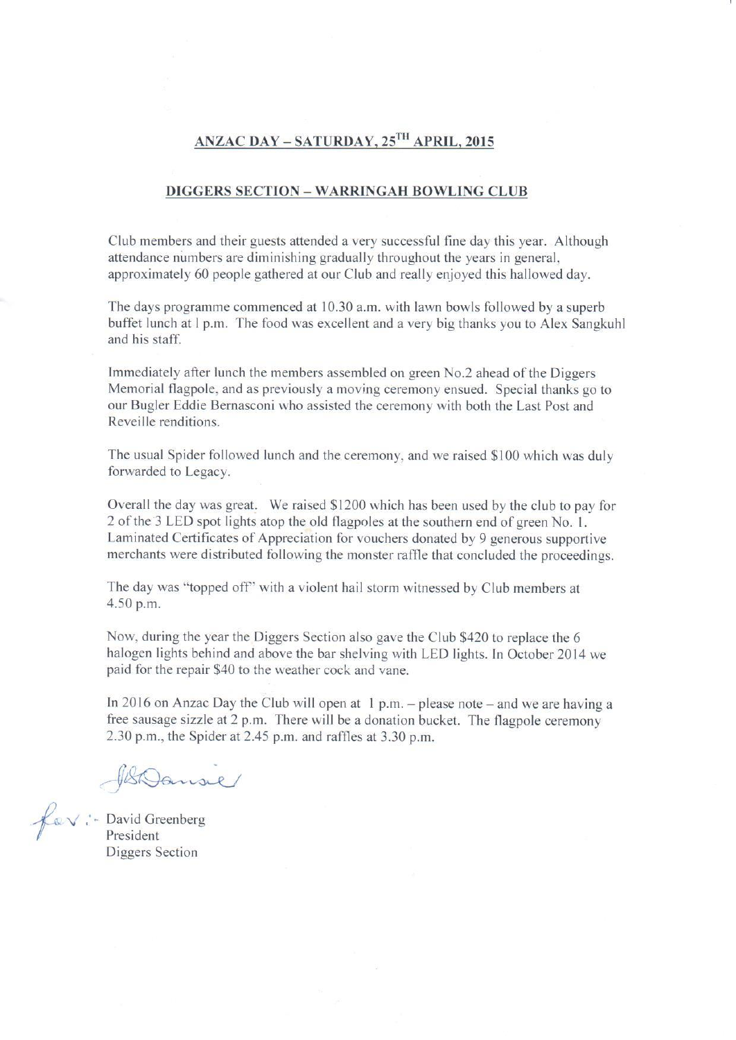## ANZAC DAY – SATURDAY, 25TH APRIL, 2015

### DIGGERS SECTION – WARRINGAH BOWLING CLUB

Club members and their guests attended a very successful fine day this year. Although attendance numbers are diminishing gradually throughout the years in general, approximately 60 people gathered at our Club and really enjoyed this hallowed day.

The days programme commenced at 10.30 a.m. with lawn bowls followed by a superb buffet lunch at 1 p.m. The food was excellent and a very big thanks you to Alex Sangkuhl and his staff.

Immediately after lunch the members assembled on green No.2 ahead of the Diggers Memorial flagpole, and as previously a moving ceremony ensued. Special thanks go to our Bugler Eddie Bernasconi who assisted the ceremony with both the Last Post and Reveille renditions.

The usual Spider followed lunch and the ceremony, and we raised $100 which was duly forwarded to Legacy.

Overall the day was great. We raised $1200 which has been used by the club to pay for 2 of the 3 LED spot lights atop the old flagpoles at the southern end of green No. 1. Laminated Certificates of Appreciation for vouchers donated by 9 generous supportive merchants were distributed following the monster raffle that concluded the proceedings.

The day was "topped off" with a violent hail storm witnessed by Club members at 4.50 p.m.

Now, during the year the Diggers Section also gave the Club $420 to replace the 6 halogen lights behind and above the bar shelving with LED lights. In October 2014 we paid for the repair $40 to the weather cock and vane.

In 2016 on Anzac Day the Club will open at 1 p.m. – please note – and we are having a free sausage sizzle at 2 p.m. There will be a donation bucket. The flagpole ceremony 2.30 p.m., the Spider at 2.45 p.m. and raffles at 3.30 p.m.

for: David Greenberg
President
Diggers Section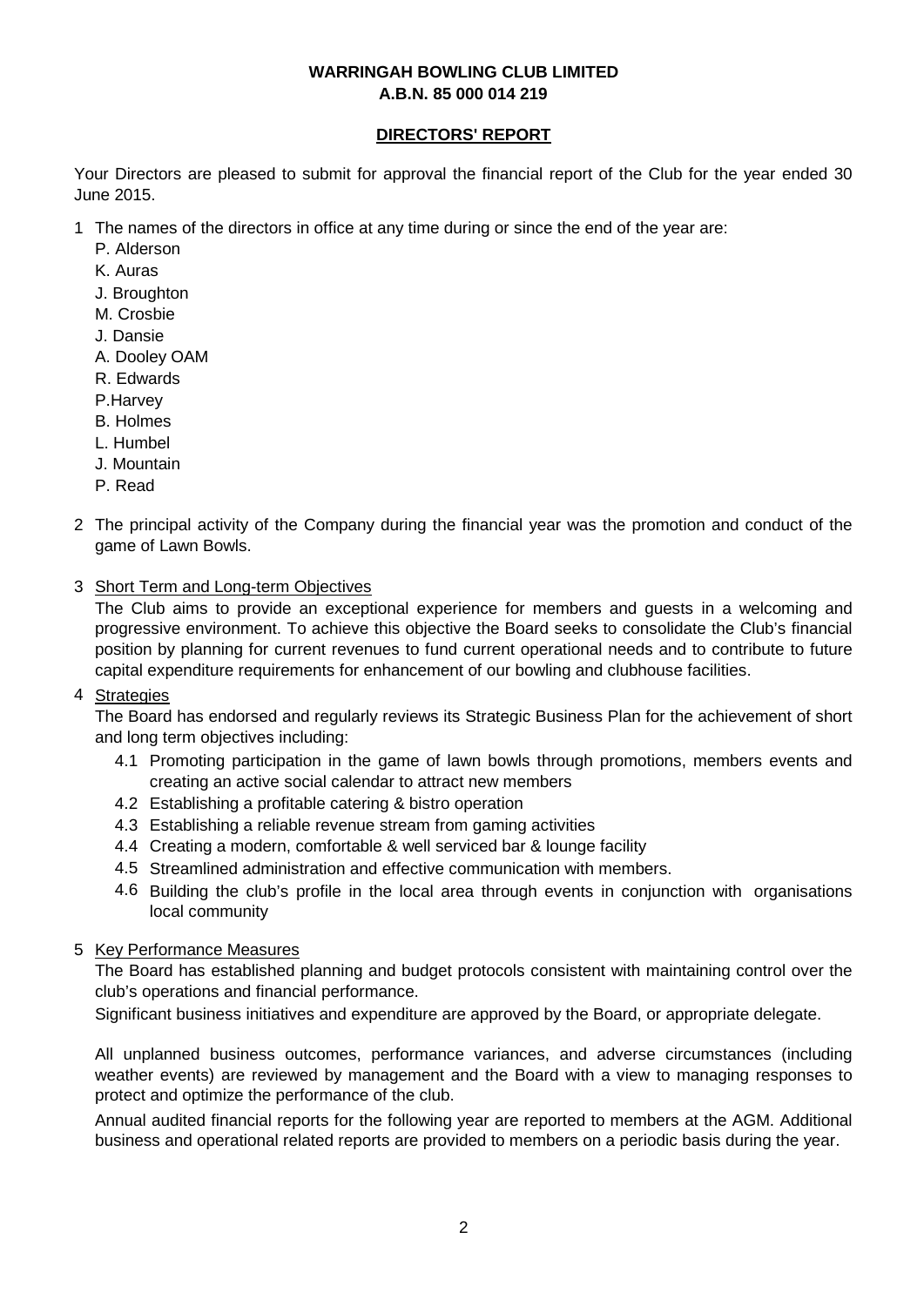**WARRINGAH BOWLING CLUB LIMITED**
**A.B.N. 85 000 014 219**

## DIRECTORS' REPORT

Your Directors are pleased to submit for approval the financial report of the Club for the year ended 30 June 2015.

1 The names of the directors in office at any time during or since the end of the year are:
   - P. Alderson
   - K. Auras
   - J. Broughton
   - M. Crosbie
   - J. Dansie
   - A. Dooley OAM
   - R. Edwards
   - P.Harvey
   - B. Holmes
   - L. Humbel
   - J. Mountain
   - P. Read

2 The principal activity of the Company during the financial year was the promotion and conduct of the game of Lawn Bowls.

3 Short Term and Long-term Objectives

The Club aims to provide an exceptional experience for members and guests in a welcoming and progressive environment. To achieve this objective the Board seeks to consolidate the Club's financial position by planning for current revenues to fund current operational needs and to contribute to future capital expenditure requirements for enhancement of our bowling and clubhouse facilities.

4 Strategies

The Board has endorsed and regularly reviews its Strategic Business Plan for the achievement of short and long term objectives including:

4.1 Promoting participation in the game of lawn bowls through promotions, members events and creating an active social calendar to attract new members

4.2 Establishing a profitable catering & bistro operation

4.3 Establishing a reliable revenue stream from gaming activities

4.4 Creating a modern, comfortable & well serviced bar & lounge facility

4.5 Streamlined administration and effective communication with members.

4.6 Building the club's profile in the local area through events in conjunction with organisations local community

5 Key Performance Measures

The Board has established planning and budget protocols consistent with maintaining control over the club's operations and financial performance.

Significant business initiatives and expenditure are approved by the Board, or appropriate delegate.

All unplanned business outcomes, performance variances, and adverse circumstances (including weather events) are reviewed by management and the Board with a view to managing responses to protect and optimize the performance of the club.

Annual audited financial reports for the following year are reported to members at the AGM. Additional business and operational related reports are provided to members on a periodic basis during the year.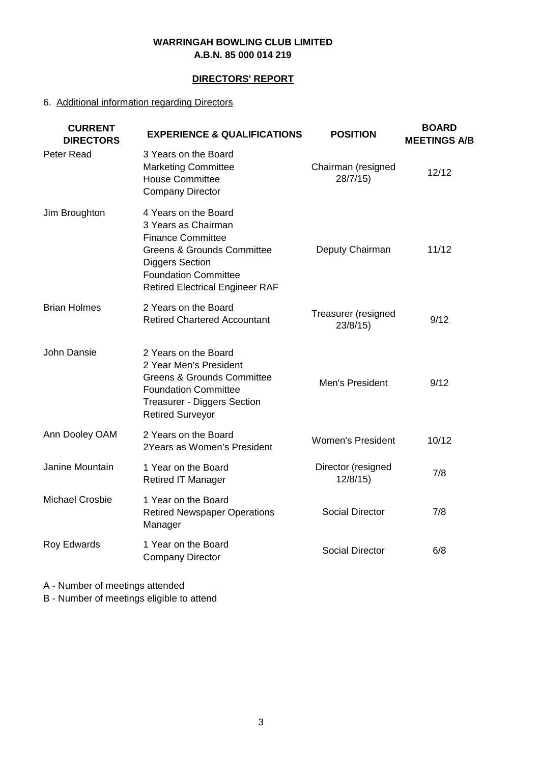**WARRINGAH BOWLING CLUB LIMITED**
**A.B.N. 85 000 014 219**

## DIRECTORS' REPORT

6. Additional information regarding Directors

| CURRENT DIRECTORS | EXPERIENCE & QUALIFICATIONS | POSITION | BOARD MEETINGS A/B |
|---|---|---|---|
| Peter Read | 3 Years on the Board<br>Marketing Committee<br>House Committee<br>Company Director | Chairman (resigned 28/7/15) | 12/12 |
| Jim Broughton | 4 Years on the Board<br>3 Years as Chairman<br>Finance Committee<br>Greens & Grounds Committee<br>Diggers Section<br>Foundation Committee<br>Retired Electrical Engineer RAF | Deputy Chairman | 11/12 |
| Brian Holmes | 2 Years on the Board<br>Retired Chartered Accountant | Treasurer (resigned 23/8/15) | 9/12 |
| John Dansie | 2 Years on the Board<br>2 Year Men's President<br>Greens & Grounds Committee<br>Foundation Committee<br>Treasurer - Diggers Section<br>Retired Surveyor | Men's President | 9/12 |
| Ann Dooley OAM | 2 Years on the Board<br>2Years as Women's President | Women's President | 10/12 |
| Janine Mountain | 1 Year on the Board<br>Retired IT Manager | Director (resigned 12/8/15) | 7/8 |
| Michael Crosbie | 1 Year on the Board<br>Retired Newspaper Operations Manager | Social Director | 7/8 |
| Roy Edwards | 1 Year on the Board<br>Company Director | Social Director | 6/8 |

A - Number of meetings attended

B - Number of meetings eligible to attend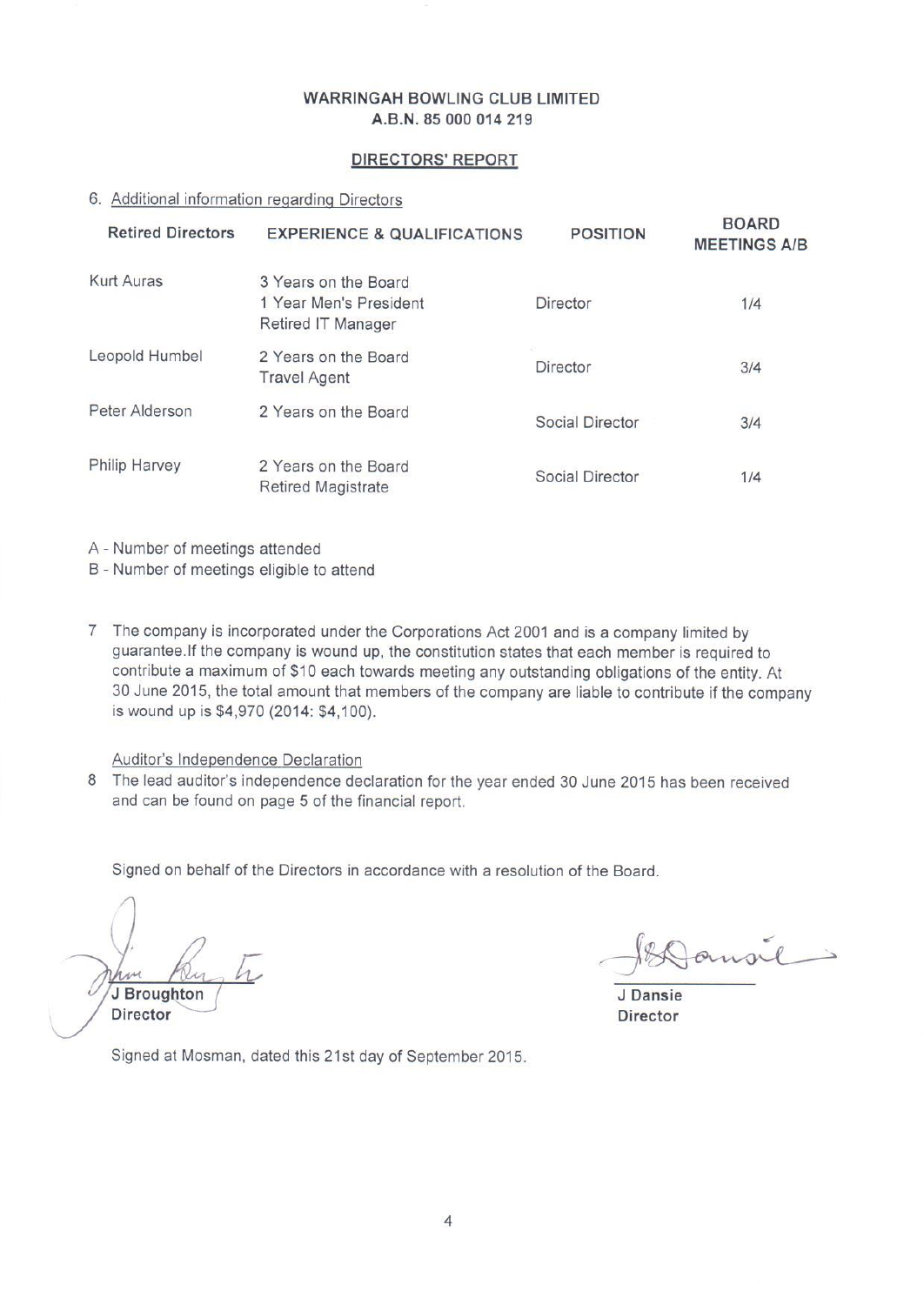**WARRINGAH BOWLING CLUB LIMITED**
**A.B.N. 85 000 014 219**

## DIRECTORS' REPORT

6. Additional information regarding Directors

| Retired Directors | EXPERIENCE & QUALIFICATIONS | POSITION | BOARD MEETINGS A/B |
|---|---|---|---|
| Kurt Auras | 3 Years on the Board<br>1 Year Men's President<br>Retired IT Manager | Director | 1/4 |
| Leopold Humbel | 2 Years on the Board<br>Travel Agent | Director | 3/4 |
| Peter Alderson | 2 Years on the Board | Social Director | 3/4 |
| Philip Harvey | 2 Years on the Board<br>Retired Magistrate | Social Director | 1/4 |

A - Number of meetings attended
B - Number of meetings eligible to attend

7 The company is incorporated under the Corporations Act 2001 and is a company limited by guarantee.If the company is wound up, the constitution states that each member is required to contribute a maximum of $10 each towards meeting any outstanding obligations of the entity. At 30 June 2015, the total amount that members of the company are liable to contribute if the company is wound up is $4,970 (2014: $4,100).

Auditor's Independence Declaration

8 The lead auditor's independence declaration for the year ended 30 June 2015 has been received and can be found on page 5 of the financial report.

Signed on behalf of the Directors in accordance with a resolution of the Board.

**J Broughton**
**Director**

**J Dansie**
**Director**

Signed at Mosman, dated this 21st day of September 2015.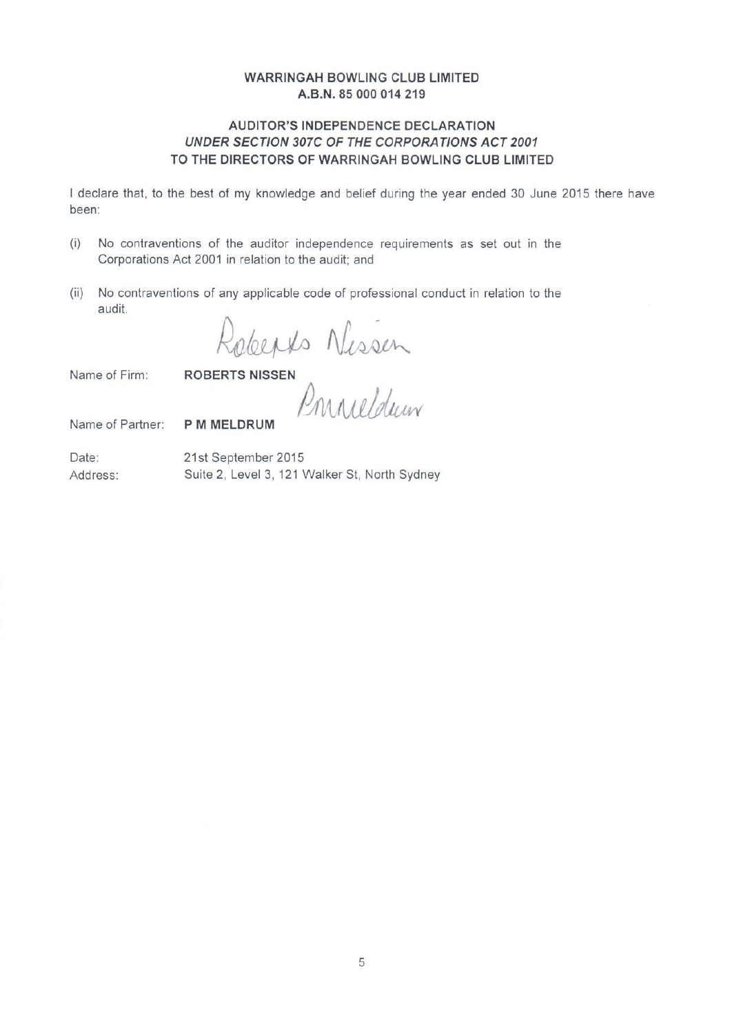**WARRINGAH BOWLING CLUB LIMITED**
**A.B.N. 85 000 014 219**

**AUDITOR'S INDEPENDENCE DECLARATION**
***UNDER SECTION 307C OF THE CORPORATIONS ACT 2001***
**TO THE DIRECTORS OF WARRINGAH BOWLING CLUB LIMITED**

I declare that, to the best of my knowledge and belief during the year ended 30 June 2015 there have been:

(i) No contraventions of the auditor independence requirements as set out in the Corporations Act 2001 in relation to the audit; and

(ii) No contraventions of any applicable code of professional conduct in relation to the audit.

Roberts Nissen

Name of Firm: **ROBERTS NISSEN**

PMMeldrum

Name of Partner: **P M MELDRUM**

Date: 21st September 2015

Address: Suite 2, Level 3, 121 Walker St, North Sydney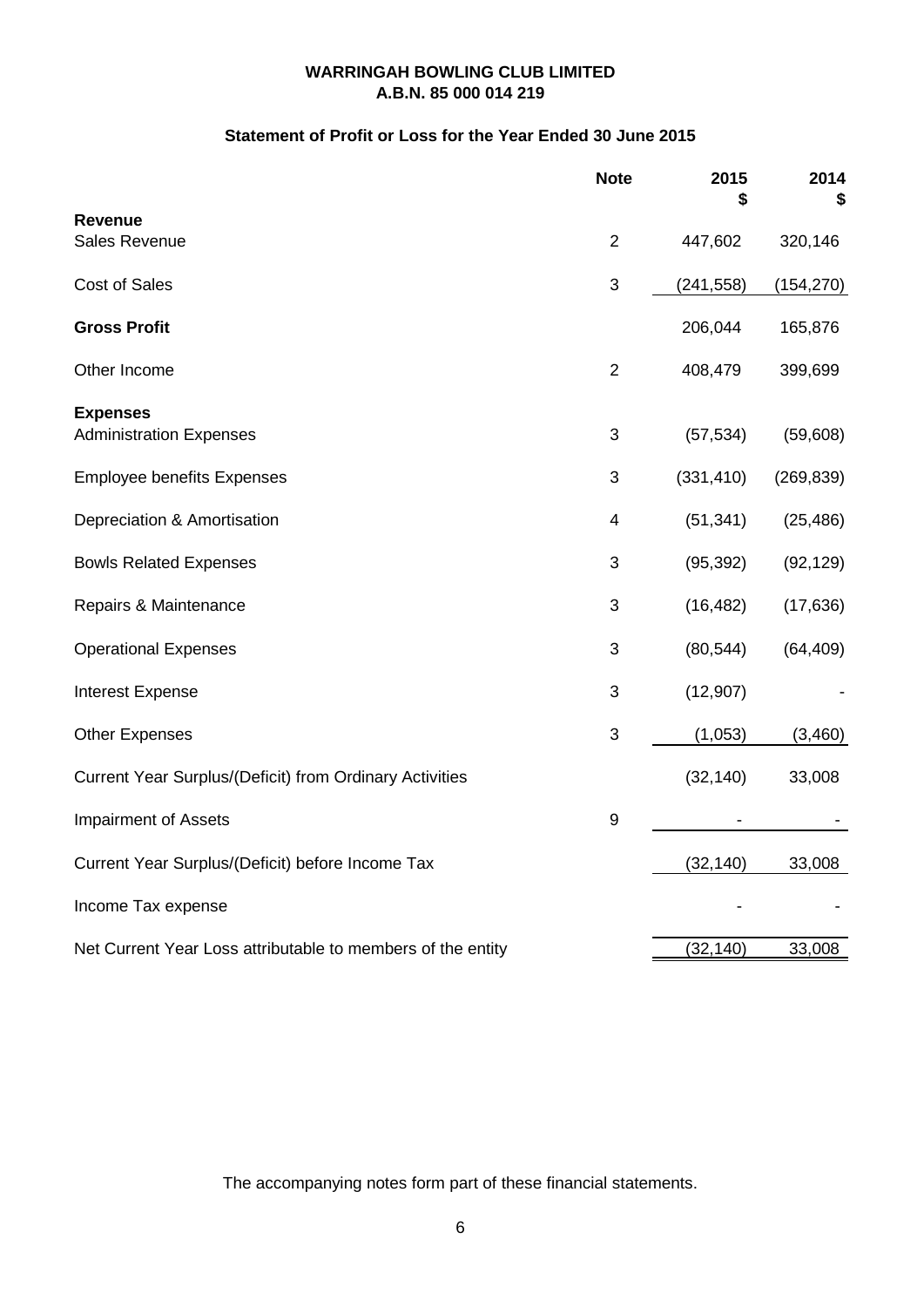**WARRINGAH BOWLING CLUB LIMITED**
**A.B.N. 85 000 014 219**

## Statement of Profit or Loss for the Year Ended 30 June 2015

| | Note | 2015<br>$ | 2014<br>$ |
|---|---|---|---|
| **Revenue** | | | |
| Sales Revenue | 2 | 447,602 | 320,146 |
| Cost of Sales | 3 | (241,558) | (154,270) |
| **Gross Profit** | | 206,044 | 165,876 |
| Other Income | 2 | 408,479 | 399,699 |
| **Expenses** | | | |
| Administration Expenses | 3 | (57,534) | (59,608) |
| Employee benefits Expenses | 3 | (331,410) | (269,839) |
| Depreciation & Amortisation | 4 | (51,341) | (25,486) |
| Bowls Related Expenses | 3 | (95,392) | (92,129) |
| Repairs & Maintenance | 3 | (16,482) | (17,636) |
| Operational Expenses | 3 | (80,544) | (64,409) |
| Interest Expense | 3 | (12,907) | - |
| Other Expenses | 3 | (1,053) | (3,460) |
| Current Year Surplus/(Deficit) from Ordinary Activities | | (32,140) | 33,008 |
| Impairment of Assets | 9 | - | - |
| Current Year Surplus/(Deficit) before Income Tax | | (32,140) | 33,008 |
| Income Tax expense | | - | - |
| Net Current Year Loss attributable to members of the entity | | (32,140) | 33,008 |

The accompanying notes form part of these financial statements.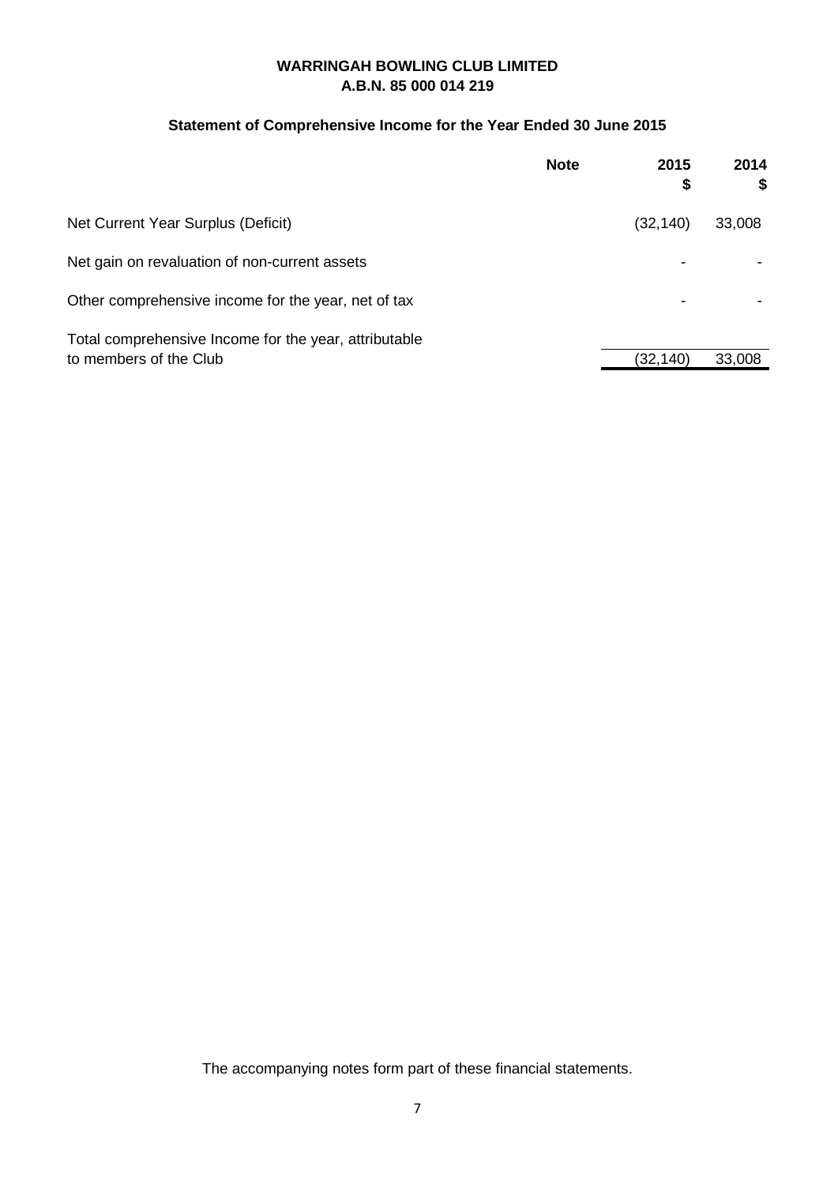**WARRINGAH BOWLING CLUB LIMITED**
**A.B.N. 85 000 014 219**

## Statement of Comprehensive Income for the Year Ended 30 June 2015

| | Note | 2015 $ | 2014 $ |
|---|---|---|---|
| Net Current Year Surplus (Deficit) | | (32,140) | 33,008 |
| Net gain on revaluation of non-current assets | | - | - |
| Other comprehensive income for the year, net of tax | | - | - |
| Total comprehensive Income for the year, attributable to members of the Club | | (32,140) | 33,008 |

The accompanying notes form part of these financial statements.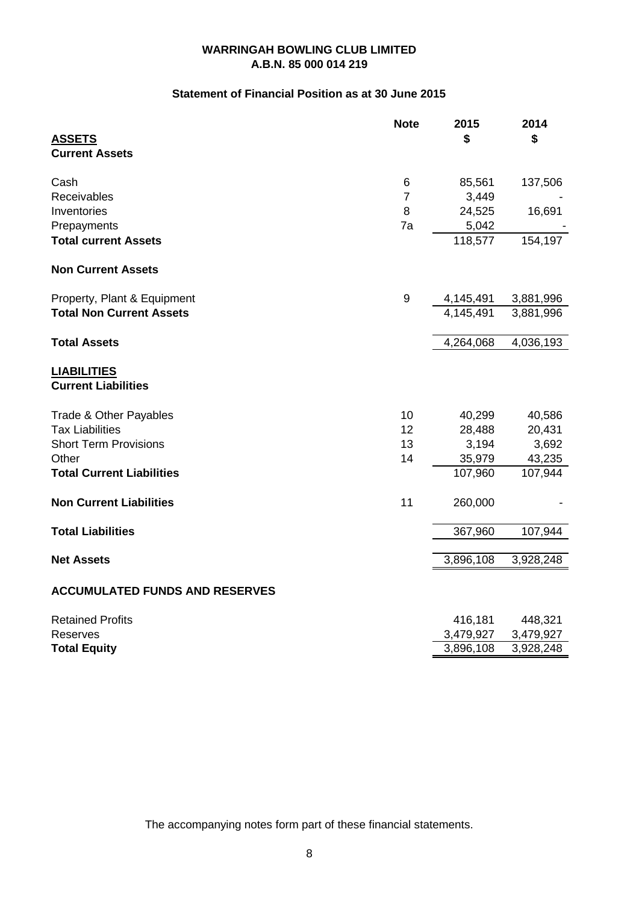**WARRINGAH BOWLING CLUB LIMITED**
**A.B.N. 85 000 014 219**

**Statement of Financial Position as at 30 June 2015**

| | Note | 2015 | 2014 |
|---|---|---|---|
| **ASSETS** | | **$** | **$** |
| **Current Assets** | | | |
| Cash | 6 | 85,561 | 137,506 |
| Receivables | 7 | 3,449 | - |
| Inventories | 8 | 24,525 | 16,691 |
| Prepayments | 7a | 5,042 | - |
| **Total current Assets** | | 118,577 | 154,197 |
| **Non Current Assets** | | | |
| Property, Plant & Equipment | 9 | 4,145,491 | 3,881,996 |
| **Total Non Current Assets** | | 4,145,491 | 3,881,996 |
| **Total Assets** | | 4,264,068 | 4,036,193 |
| **LIABILITIES** | | | |
| **Current Liabilities** | | | |
| Trade & Other Payables | 10 | 40,299 | 40,586 |
| Tax Liabilities | 12 | 28,488 | 20,431 |
| Short Term Provisions | 13 | 3,194 | 3,692 |
| Other | 14 | 35,979 | 43,235 |
| **Total Current Liabilities** | | 107,960 | 107,944 |
| **Non Current Liabilities** | 11 | 260,000 | - |
| **Total Liabilities** | | 367,960 | 107,944 |
| **Net Assets** | | 3,896,108 | 3,928,248 |
| **ACCUMULATED FUNDS AND RESERVES** | | | |
| Retained Profits | | 416,181 | 448,321 |
| Reserves | | 3,479,927 | 3,479,927 |
| **Total Equity** | | 3,896,108 | 3,928,248 |

The accompanying notes form part of these financial statements.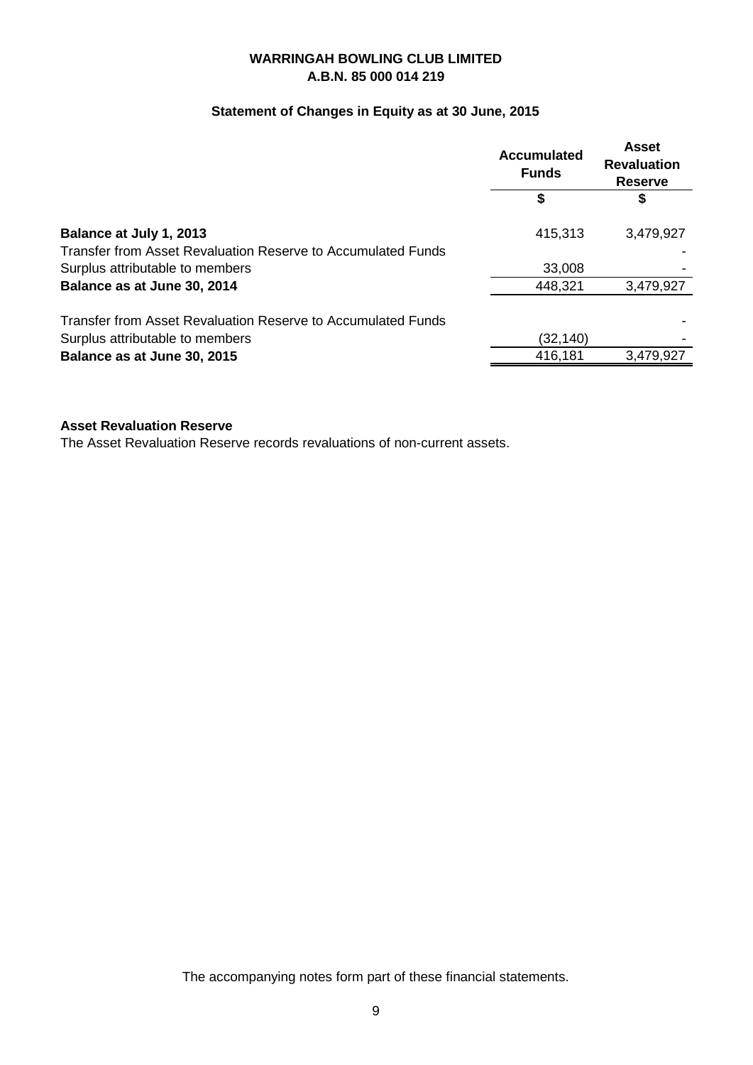**WARRINGAH BOWLING CLUB LIMITED**
**A.B.N. 85 000 014 219**

**Statement of Changes in Equity as at 30 June, 2015**

| | Accumulated Funds | Asset Revaluation Reserve |
|---|---|---|
| | $ | $ |
| **Balance at July 1, 2013** | 415,313 | 3,479,927 |
| Transfer from Asset Revaluation Reserve to Accumulated Funds | | - |
| Surplus attributable to members | 33,008 | - |
| **Balance as at June 30, 2014** | 448,321 | 3,479,927 |
| | | |
| Transfer from Asset Revaluation Reserve to Accumulated Funds | | - |
| Surplus attributable to members | (32,140) | - |
| **Balance as at June 30, 2015** | 416,181 | 3,479,927 |

**Asset Revaluation Reserve**

The Asset Revaluation Reserve records revaluations of non-current assets.

The accompanying notes form part of these financial statements.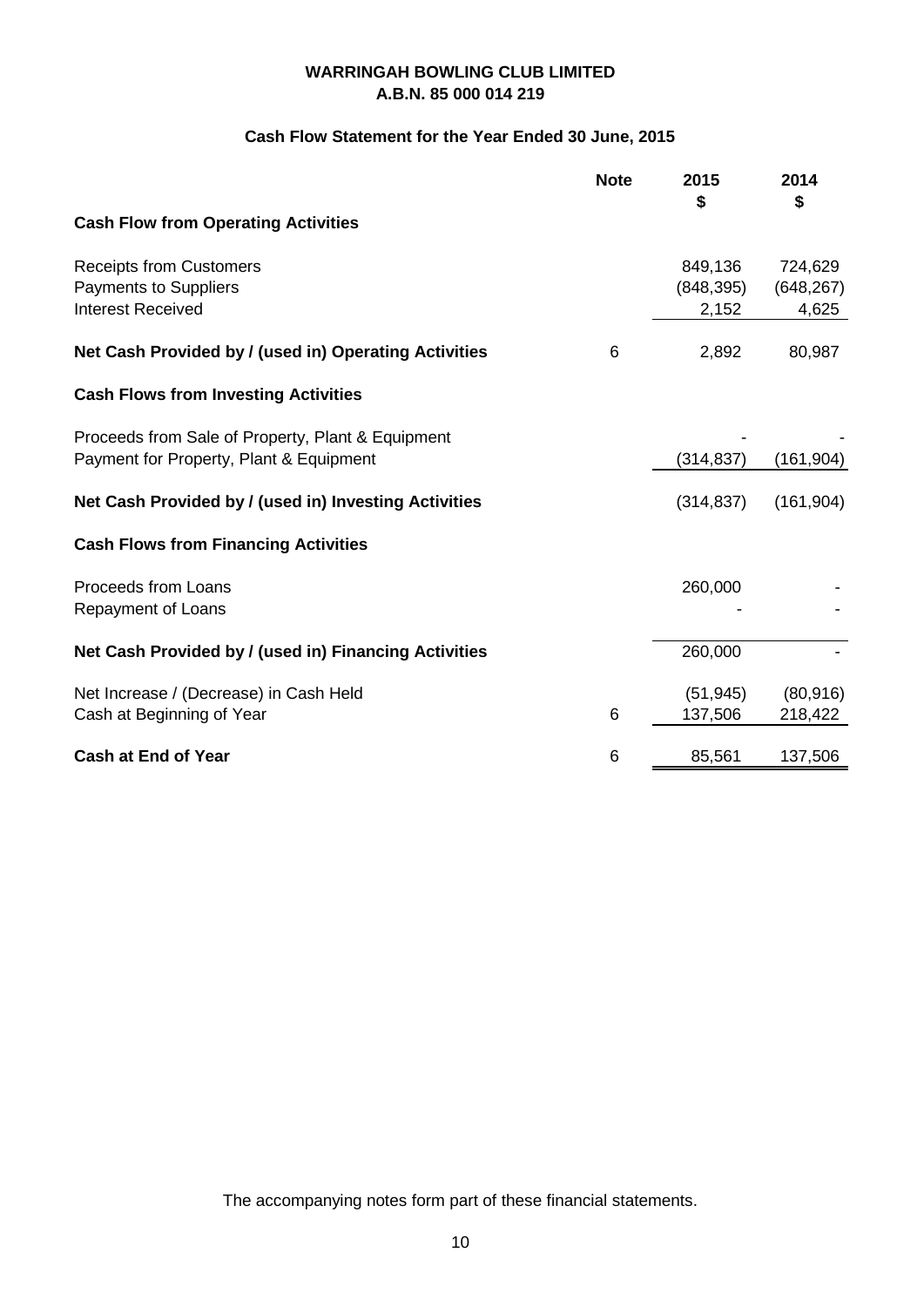**WARRINGAH BOWLING CLUB LIMITED**
**A.B.N. 85 000 014 219**

## Cash Flow Statement for the Year Ended 30 June, 2015

| | Note | 2015 $ | 2014 $ |
|---|---|---|---|
| **Cash Flow from Operating Activities** | | | |
| Receipts from Customers | | 849,136 | 724,629 |
| Payments to Suppliers | | (848,395) | (648,267) |
| Interest Received | | 2,152 | 4,625 |
| **Net Cash Provided by / (used in) Operating Activities** | 6 | 2,892 | 80,987 |
| **Cash Flows from Investing Activities** | | | |
| Proceeds from Sale of Property, Plant & Equipment | | - | - |
| Payment for Property, Plant & Equipment | | (314,837) | (161,904) |
| **Net Cash Provided by / (used in) Investing Activities** | | (314,837) | (161,904) |
| **Cash Flows from Financing Activities** | | | |
| Proceeds from Loans | | 260,000 | - |
| Repayment of Loans | | - | - |
| **Net Cash Provided by / (used in) Financing Activities** | | 260,000 | - |
| Net Increase / (Decrease) in Cash Held | | (51,945) | (80,916) |
| Cash at Beginning of Year | 6 | 137,506 | 218,422 |
| **Cash at End of Year** | 6 | 85,561 | 137,506 |

The accompanying notes form part of these financial statements.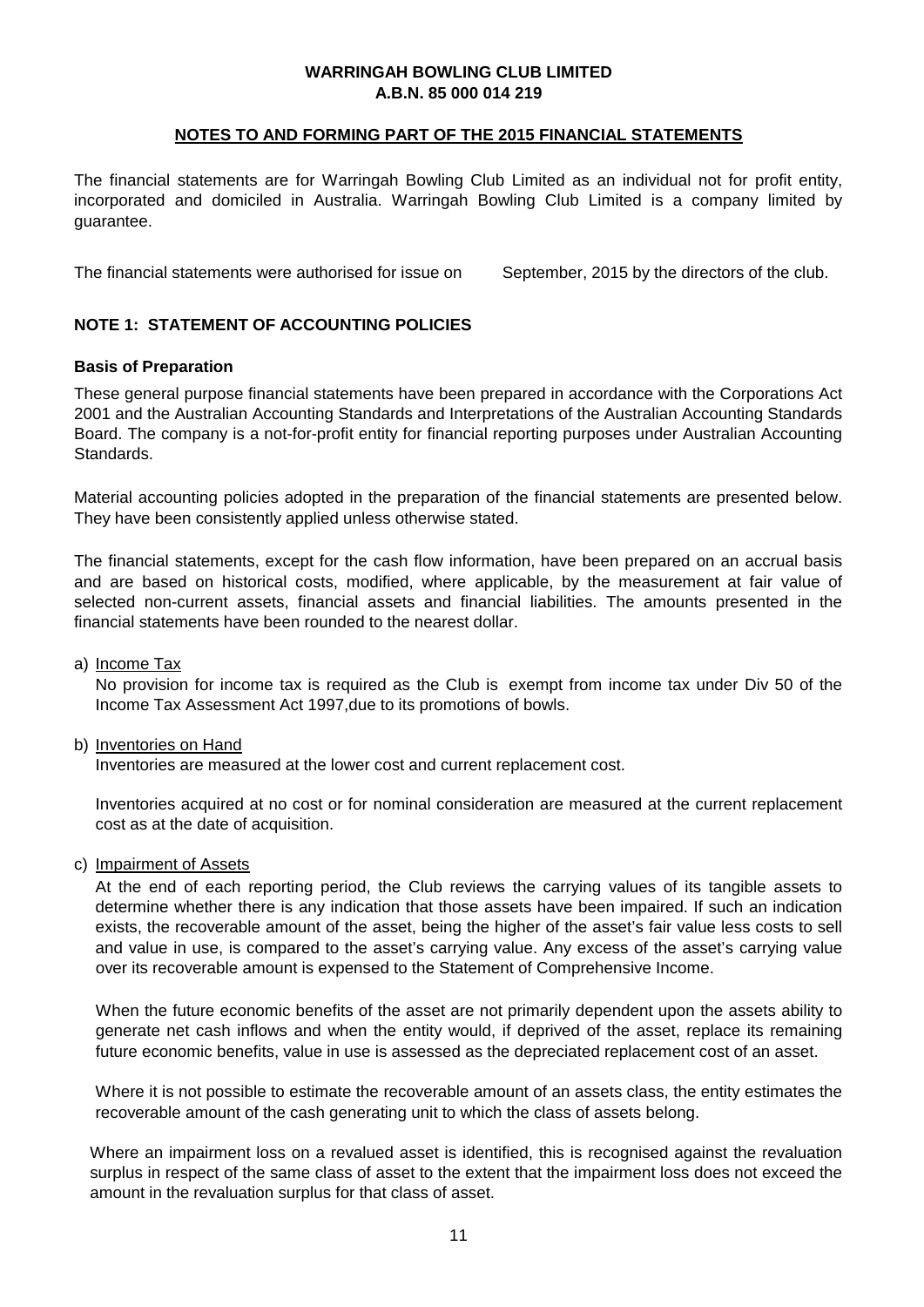**WARRINGAH BOWLING CLUB LIMITED**
**A.B.N. 85 000 014 219**

**NOTES TO AND FORMING PART OF THE 2015 FINANCIAL STATEMENTS**

The financial statements are for Warringah Bowling Club Limited as an individual not for profit entity, incorporated and domiciled in Australia. Warringah Bowling Club Limited is a company limited by guarantee.

The financial statements were authorised for issue on September, 2015 by the directors of the club.

## NOTE 1: STATEMENT OF ACCOUNTING POLICIES

### Basis of Preparation

These general purpose financial statements have been prepared in accordance with the Corporations Act 2001 and the Australian Accounting Standards and Interpretations of the Australian Accounting Standards Board. The company is a not-for-profit entity for financial reporting purposes under Australian Accounting Standards.

Material accounting policies adopted in the preparation of the financial statements are presented below. They have been consistently applied unless otherwise stated.

The financial statements, except for the cash flow information, have been prepared on an accrual basis and are based on historical costs, modified, where applicable, by the measurement at fair value of selected non-current assets, financial assets and financial liabilities. The amounts presented in the financial statements have been rounded to the nearest dollar.

a) Income Tax

No provision for income tax is required as the Club is exempt from income tax under Div 50 of the Income Tax Assessment Act 1997,due to its promotions of bowls.

b) Inventories on Hand

Inventories are measured at the lower cost and current replacement cost.

Inventories acquired at no cost or for nominal consideration are measured at the current replacement cost as at the date of acquisition.

c) Impairment of Assets

At the end of each reporting period, the Club reviews the carrying values of its tangible assets to determine whether there is any indication that those assets have been impaired. If such an indication exists, the recoverable amount of the asset, being the higher of the asset's fair value less costs to sell and value in use, is compared to the asset's carrying value. Any excess of the asset's carrying value over its recoverable amount is expensed to the Statement of Comprehensive Income.

When the future economic benefits of the asset are not primarily dependent upon the assets ability to generate net cash inflows and when the entity would, if deprived of the asset, replace its remaining future economic benefits, value in use is assessed as the depreciated replacement cost of an asset.

Where it is not possible to estimate the recoverable amount of an assets class, the entity estimates the recoverable amount of the cash generating unit to which the class of assets belong.

Where an impairment loss on a revalued asset is identified, this is recognised against the revaluation surplus in respect of the same class of asset to the extent that the impairment loss does not exceed the amount in the revaluation surplus for that class of asset.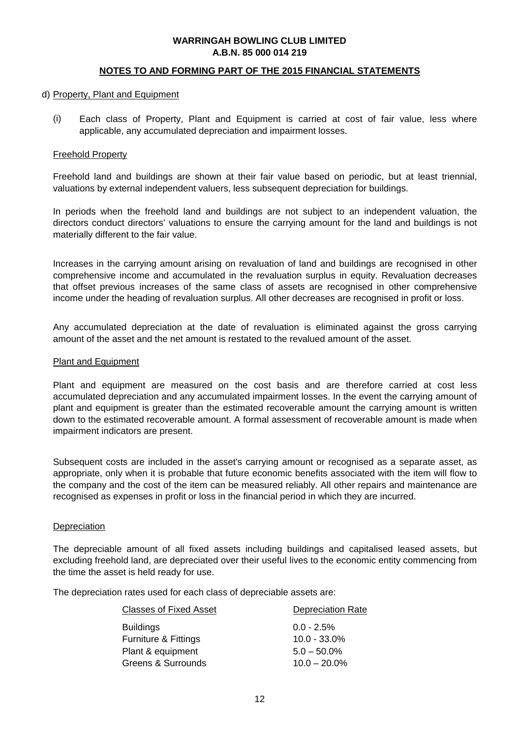**WARRINGAH BOWLING CLUB LIMITED**
**A.B.N. 85 000 014 219**

## NOTES TO AND FORMING PART OF THE 2015 FINANCIAL STATEMENTS

d) Property, Plant and Equipment

(i) Each class of Property, Plant and Equipment is carried at cost of fair value, less where applicable, any accumulated depreciation and impairment losses.

### Freehold Property

Freehold land and buildings are shown at their fair value based on periodic, but at least triennial, valuations by external independent valuers, less subsequent depreciation for buildings.

In periods when the freehold land and buildings are not subject to an independent valuation, the directors conduct directors' valuations to ensure the carrying amount for the land and buildings is not materially different to the fair value.

Increases in the carrying amount arising on revaluation of land and buildings are recognised in other comprehensive income and accumulated in the revaluation surplus in equity. Revaluation decreases that offset previous increases of the same class of assets are recognised in other comprehensive income under the heading of revaluation surplus. All other decreases are recognised in profit or loss.

Any accumulated depreciation at the date of revaluation is eliminated against the gross carrying amount of the asset and the net amount is restated to the revalued amount of the asset.

### Plant and Equipment

Plant and equipment are measured on the cost basis and are therefore carried at cost less accumulated depreciation and any accumulated impairment losses. In the event the carrying amount of plant and equipment is greater than the estimated recoverable amount the carrying amount is written down to the estimated recoverable amount. A formal assessment of recoverable amount is made when impairment indicators are present.

Subsequent costs are included in the asset's carrying amount or recognised as a separate asset, as appropriate, only when it is probable that future economic benefits associated with the item will flow to the company and the cost of the item can be measured reliably. All other repairs and maintenance are recognised as expenses in profit or loss in the financial period in which they are incurred.

### Depreciation

The depreciable amount of all fixed assets including buildings and capitalised leased assets, but excluding freehold land, are depreciated over their useful lives to the economic entity commencing from the time the asset is held ready for use.

The depreciation rates used for each class of depreciable assets are:

| Classes of Fixed Asset | Depreciation Rate |
|---|---|
| Buildings | 0.0 - 2.5% |
| Furniture & Fittings | 10.0 - 33.0% |
| Plant & equipment | 5.0 – 50.0% |
| Greens & Surrounds | 10.0 – 20.0% |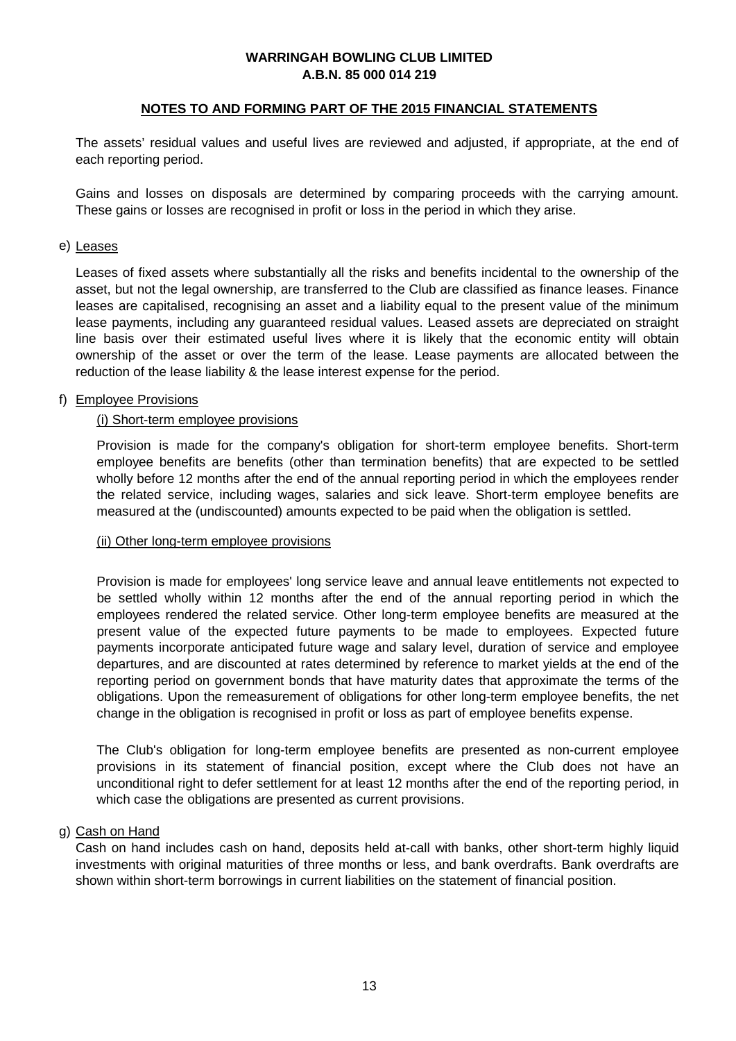The assets' residual values and useful lives are reviewed and adjusted, if appropriate, at the end of each reporting period.

Gains and losses on disposals are determined by comparing proceeds with the carrying amount. These gains or losses are recognised in profit or loss in the period in which they arise.

e) Leases

Leases of fixed assets where substantially all the risks and benefits incidental to the ownership of the asset, but not the legal ownership, are transferred to the Club are classified as finance leases. Finance leases are capitalised, recognising an asset and a liability equal to the present value of the minimum lease payments, including any guaranteed residual values. Leased assets are depreciated on straight line basis over their estimated useful lives where it is likely that the economic entity will obtain ownership of the asset or over the term of the lease. Lease payments are allocated between the reduction of the lease liability & the lease interest expense for the period.

f) Employee Provisions

(i) Short-term employee provisions

Provision is made for the company's obligation for short-term employee benefits. Short-term employee benefits are benefits (other than termination benefits) that are expected to be settled wholly before 12 months after the end of the annual reporting period in which the employees render the related service, including wages, salaries and sick leave. Short-term employee benefits are measured at the (undiscounted) amounts expected to be paid when the obligation is settled.

(ii) Other long-term employee provisions

Provision is made for employees' long service leave and annual leave entitlements not expected to be settled wholly within 12 months after the end of the annual reporting period in which the employees rendered the related service. Other long-term employee benefits are measured at the present value of the expected future payments to be made to employees. Expected future payments incorporate anticipated future wage and salary level, duration of service and employee departures, and are discounted at rates determined by reference to market yields at the end of the reporting period on government bonds that have maturity dates that approximate the terms of the obligations. Upon the remeasurement of obligations for other long-term employee benefits, the net change in the obligation is recognised in profit or loss as part of employee benefits expense.

The Club's obligation for long-term employee benefits are presented as non-current employee provisions in its statement of financial position, except where the Club does not have an unconditional right to defer settlement for at least 12 months after the end of the reporting period, in which case the obligations are presented as current provisions.

g) Cash on Hand

Cash on hand includes cash on hand, deposits held at-call with banks, other short-term highly liquid investments with original maturities of three months or less, and bank overdrafts. Bank overdrafts are shown within short-term borrowings in current liabilities on the statement of financial position.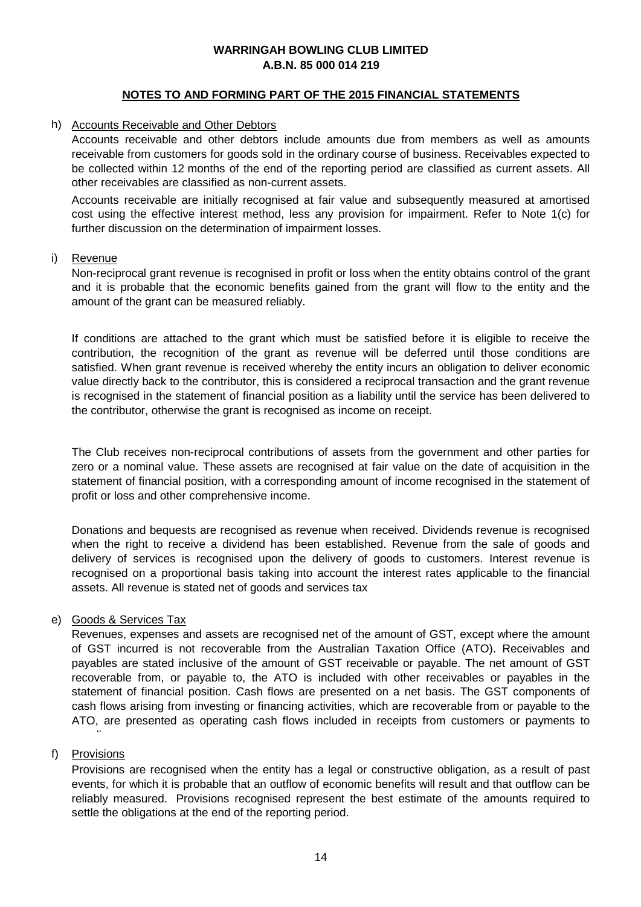# WARRINGAH BOWLING CLUB LIMITED
## A.B.N. 85 000 014 219

### NOTES TO AND FORMING PART OF THE 2015 FINANCIAL STATEMENTS

h) Accounts Receivable and Other Debtors

Accounts receivable and other debtors include amounts due from members as well as amounts receivable from customers for goods sold in the ordinary course of business. Receivables expected to be collected within 12 months of the end of the reporting period are classified as current assets. All other receivables are classified as non-current assets.

Accounts receivable are initially recognised at fair value and subsequently measured at amortised cost using the effective interest method, less any provision for impairment. Refer to Note 1(c) for further discussion on the determination of impairment losses.

i) Revenue

Non-reciprocal grant revenue is recognised in profit or loss when the entity obtains control of the grant and it is probable that the economic benefits gained from the grant will flow to the entity and the amount of the grant can be measured reliably.

If conditions are attached to the grant which must be satisfied before it is eligible to receive the contribution, the recognition of the grant as revenue will be deferred until those conditions are satisfied. When grant revenue is received whereby the entity incurs an obligation to deliver economic value directly back to the contributor, this is considered a reciprocal transaction and the grant revenue is recognised in the statement of financial position as a liability until the service has been delivered to the contributor, otherwise the grant is recognised as income on receipt.

The Club receives non-reciprocal contributions of assets from the government and other parties for zero or a nominal value. These assets are recognised at fair value on the date of acquisition in the statement of financial position, with a corresponding amount of income recognised in the statement of profit or loss and other comprehensive income.

Donations and bequests are recognised as revenue when received. Dividends revenue is recognised when the right to receive a dividend has been established. Revenue from the sale of goods and delivery of services is recognised upon the delivery of goods to customers. Interest revenue is recognised on a proportional basis taking into account the interest rates applicable to the financial assets. All revenue is stated net of goods and services tax

e) Goods & Services Tax

Revenues, expenses and assets are recognised net of the amount of GST, except where the amount of GST incurred is not recoverable from the Australian Taxation Office (ATO). Receivables and payables are stated inclusive of the amount of GST receivable or payable. The net amount of GST recoverable from, or payable to, the ATO is included with other receivables or payables in the statement of financial position. Cash flows are presented on a net basis. The GST components of cash flows arising from investing or financing activities, which are recoverable from or payable to the ATO, are presented as operating cash flows included in receipts from customers or payments to suppliers.

f) Provisions

Provisions are recognised when the entity has a legal or constructive obligation, as a result of past events, for which it is probable that an outflow of economic benefits will result and that outflow can be reliably measured. Provisions recognised represent the best estimate of the amounts required to settle the obligations at the end of the reporting period.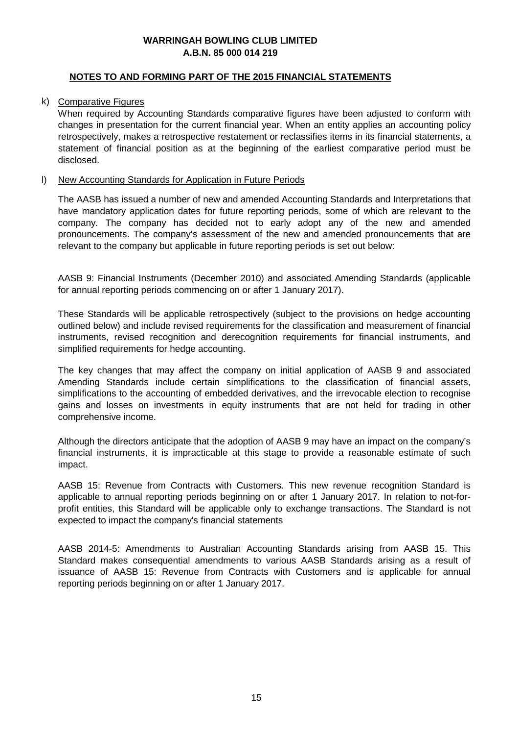**WARRINGAH BOWLING CLUB LIMITED**
**A.B.N. 85 000 014 219**

**NOTES TO AND FORMING PART OF THE 2015 FINANCIAL STATEMENTS**

k) Comparative Figures

When required by Accounting Standards comparative figures have been adjusted to conform with changes in presentation for the current financial year. When an entity applies an accounting policy retrospectively, makes a retrospective restatement or reclassifies items in its financial statements, a statement of financial position as at the beginning of the earliest comparative period must be disclosed.

l) New Accounting Standards for Application in Future Periods

The AASB has issued a number of new and amended Accounting Standards and Interpretations that have mandatory application dates for future reporting periods, some of which are relevant to the company. The company has decided not to early adopt any of the new and amended pronouncements. The company's assessment of the new and amended pronouncements that are relevant to the company but applicable in future reporting periods is set out below:

AASB 9: Financial Instruments (December 2010) and associated Amending Standards (applicable for annual reporting periods commencing on or after 1 January 2017).

These Standards will be applicable retrospectively (subject to the provisions on hedge accounting outlined below) and include revised requirements for the classification and measurement of financial instruments, revised recognition and derecognition requirements for financial instruments, and simplified requirements for hedge accounting.

The key changes that may affect the company on initial application of AASB 9 and associated Amending Standards include certain simplifications to the classification of financial assets, simplifications to the accounting of embedded derivatives, and the irrevocable election to recognise gains and losses on investments in equity instruments that are not held for trading in other comprehensive income.

Although the directors anticipate that the adoption of AASB 9 may have an impact on the company's financial instruments, it is impracticable at this stage to provide a reasonable estimate of such impact.

AASB 15: Revenue from Contracts with Customers. This new revenue recognition Standard is applicable to annual reporting periods beginning on or after 1 January 2017. In relation to not-for-profit entities, this Standard will be applicable only to exchange transactions. The Standard is not expected to impact the company's financial statements

AASB 2014-5: Amendments to Australian Accounting Standards arising from AASB 15. This Standard makes consequential amendments to various AASB Standards arising as a result of issuance of AASB 15: Revenue from Contracts with Customers and is applicable for annual reporting periods beginning on or after 1 January 2017.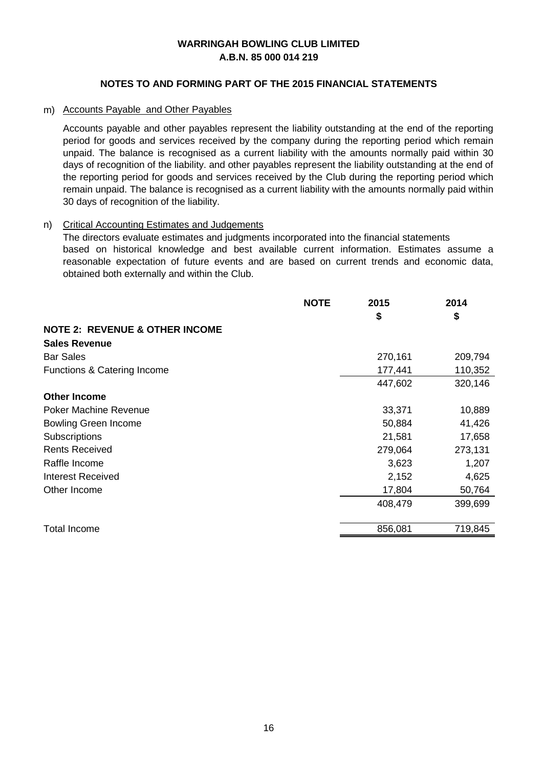**WARRINGAH BOWLING CLUB LIMITED**
**A.B.N. 85 000 014 219**

**NOTES TO AND FORMING PART OF THE 2015 FINANCIAL STATEMENTS**

m) Accounts Payable and Other Payables

Accounts payable and other payables represent the liability outstanding at the end of the reporting period for goods and services received by the company during the reporting period which remain unpaid. The balance is recognised as a current liability with the amounts normally paid within 30 days of recognition of the liability. and other payables represent the liability outstanding at the end of the reporting period for goods and services received by the Club during the reporting period which remain unpaid. The balance is recognised as a current liability with the amounts normally paid within 30 days of recognition of the liability.

n) Critical Accounting Estimates and Judgements

The directors evaluate estimates and judgments incorporated into the financial statements based on historical knowledge and best available current information. Estimates assume a reasonable expectation of future events and are based on current trends and economic data, obtained both externally and within the Club.

| | NOTE | 2015 | 2014 |
|---|---|---|---|
| | | $ | $ |
| **NOTE 2: REVENUE & OTHER INCOME** | | | |
| **Sales Revenue** | | | |
| Bar Sales | | 270,161 | 209,794 |
| Functions & Catering Income | | 177,441 | 110,352 |
| | | 447,602 | 320,146 |
| **Other Income** | | | |
| Poker Machine Revenue | | 33,371 | 10,889 |
| Bowling Green Income | | 50,884 | 41,426 |
| Subscriptions | | 21,581 | 17,658 |
| Rents Received | | 279,064 | 273,131 |
| Raffle Income | | 3,623 | 1,207 |
| Interest Received | | 2,152 | 4,625 |
| Other Income | | 17,804 | 50,764 |
| | | 408,479 | 399,699 |
| Total Income | | 856,081 | 719,845 |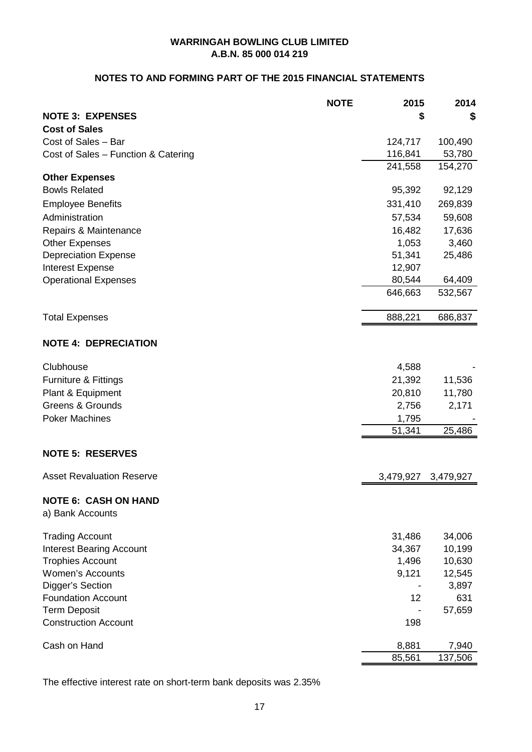**WARRINGAH BOWLING CLUB LIMITED**
**A.B.N. 85 000 014 219**

**NOTES TO AND FORMING PART OF THE 2015 FINANCIAL STATEMENTS**

| | NOTE | 2015 | 2014 |
|---|---|---|---|
| **NOTE 3: EXPENSES** | | **$** | **$** |
| **Cost of Sales** | | | |
| Cost of Sales – Bar | | 124,717 | 100,490 |
| Cost of Sales – Function & Catering | | 116,841 | 53,780 |
| | | 241,558 | 154,270 |
| **Other Expenses** | | | |
| Bowls Related | | 95,392 | 92,129 |
| Employee Benefits | | 331,410 | 269,839 |
| Administration | | 57,534 | 59,608 |
| Repairs & Maintenance | | 16,482 | 17,636 |
| Other Expenses | | 1,053 | 3,460 |
| Depreciation Expense | | 51,341 | 25,486 |
| Interest Expense | | 12,907 | |
| Operational Expenses | | 80,544 | 64,409 |
| | | 646,663 | 532,567 |
| Total Expenses | | 888,221 | 686,837 |
| **NOTE 4: DEPRECIATION** | | | |
| Clubhouse | | 4,588 | - |
| Furniture & Fittings | | 21,392 | 11,536 |
| Plant & Equipment | | 20,810 | 11,780 |
| Greens & Grounds | | 2,756 | 2,171 |
| Poker Machines | | 1,795 | - |
| | | 51,341 | 25,486 |
| **NOTE 5: RESERVES** | | | |
| Asset Revaluation Reserve | | 3,479,927 | 3,479,927 |
| **NOTE 6: CASH ON HAND** | | | |
| a) Bank Accounts | | | |
| Trading Account | | 31,486 | 34,006 |
| Interest Bearing Account | | 34,367 | 10,199 |
| Trophies Account | | 1,496 | 10,630 |
| Women's Accounts | | 9,121 | 12,545 |
| Digger's Section | | - | 3,897 |
| Foundation Account | | 12 | 631 |
| Term Deposit | | - | 57,659 |
| Construction Account | | 198 | |
| Cash on Hand | | 8,881 | 7,940 |
| | | 85,561 | 137,506 |

The effective interest rate on short-term bank deposits was 2.35%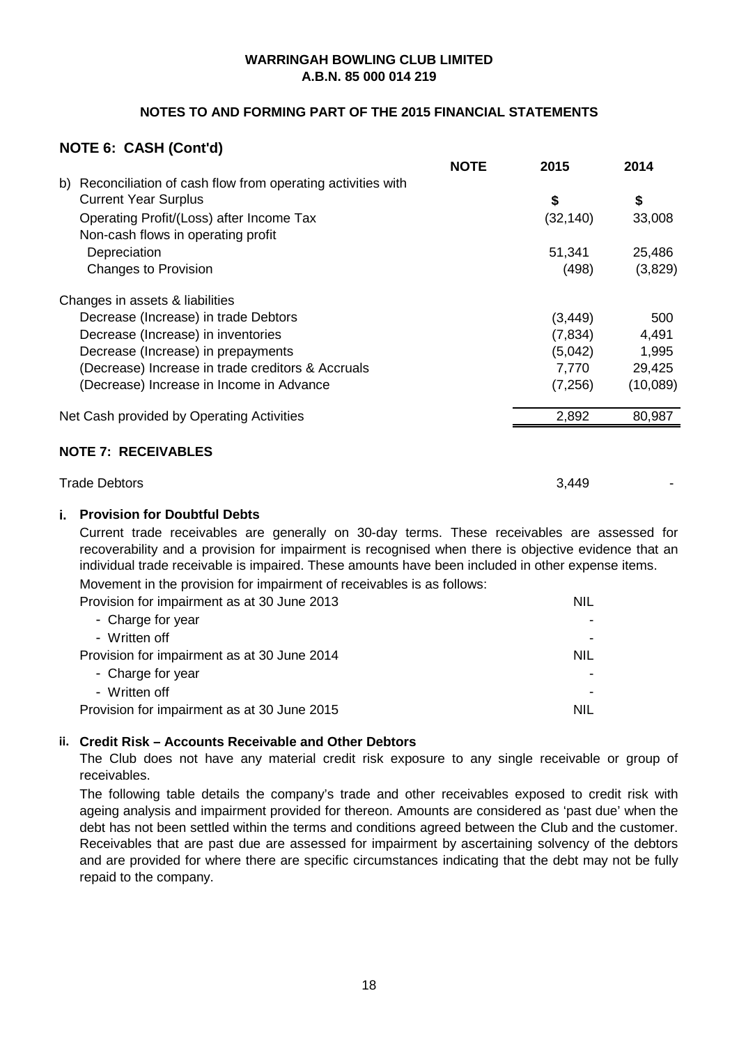**WARRINGAH BOWLING CLUB LIMITED**
**A.B.N. 85 000 014 219**

**NOTES TO AND FORMING PART OF THE 2015 FINANCIAL STATEMENTS**

## NOTE 6: CASH (Cont'd)

| | NOTE | 2015 | 2014 |
|---|---|---|---|
| b) Reconciliation of cash flow from operating activities with Current Year Surplus | | $ | $ |
| Operating Profit/(Loss) after Income Tax | | (32,140) | 33,008 |
| Non-cash flows in operating profit | | | |
| Depreciation | | 51,341 | 25,486 |
| Changes to Provision | | (498) | (3,829) |
| Changes in assets & liabilities | | | |
| Decrease (Increase) in trade Debtors | | (3,449) | 500 |
| Decrease (Increase) in inventories | | (7,834) | 4,491 |
| Decrease (Increase) in prepayments | | (5,042) | 1,995 |
| (Decrease) Increase in trade creditors & Accruals | | 7,770 | 29,425 |
| (Decrease) Increase in Income in Advance | | (7,256) | (10,089) |
| Net Cash provided by Operating Activities | | 2,892 | 80,987 |

## NOTE 7: RECEIVABLES

| | 2015 | 2014 |
|---|---|---|
| Trade Debtors | 3,449 | - |

### i. Provision for Doubtful Debts

Current trade receivables are generally on 30-day terms. These receivables are assessed for recoverability and a provision for impairment is recognised when there is objective evidence that an individual trade receivable is impaired. These amounts have been included in other expense items.

Movement in the provision for impairment of receivables is as follows:

| | |
|---|---|
| Provision for impairment as at 30 June 2013 | NIL |
| - Charge for year | - |
| - Written off | - |
| Provision for impairment as at 30 June 2014 | NIL |
| - Charge for year | - |
| - Written off | - |
| Provision for impairment as at 30 June 2015 | NIL |

### ii. Credit Risk – Accounts Receivable and Other Debtors

The Club does not have any material credit risk exposure to any single receivable or group of receivables.

The following table details the company's trade and other receivables exposed to credit risk with ageing analysis and impairment provided for thereon. Amounts are considered as 'past due' when the debt has not been settled within the terms and conditions agreed between the Club and the customer. Receivables that are past due are assessed for impairment by ascertaining solvency of the debtors and are provided for where there are specific circumstances indicating that the debt may not be fully repaid to the company.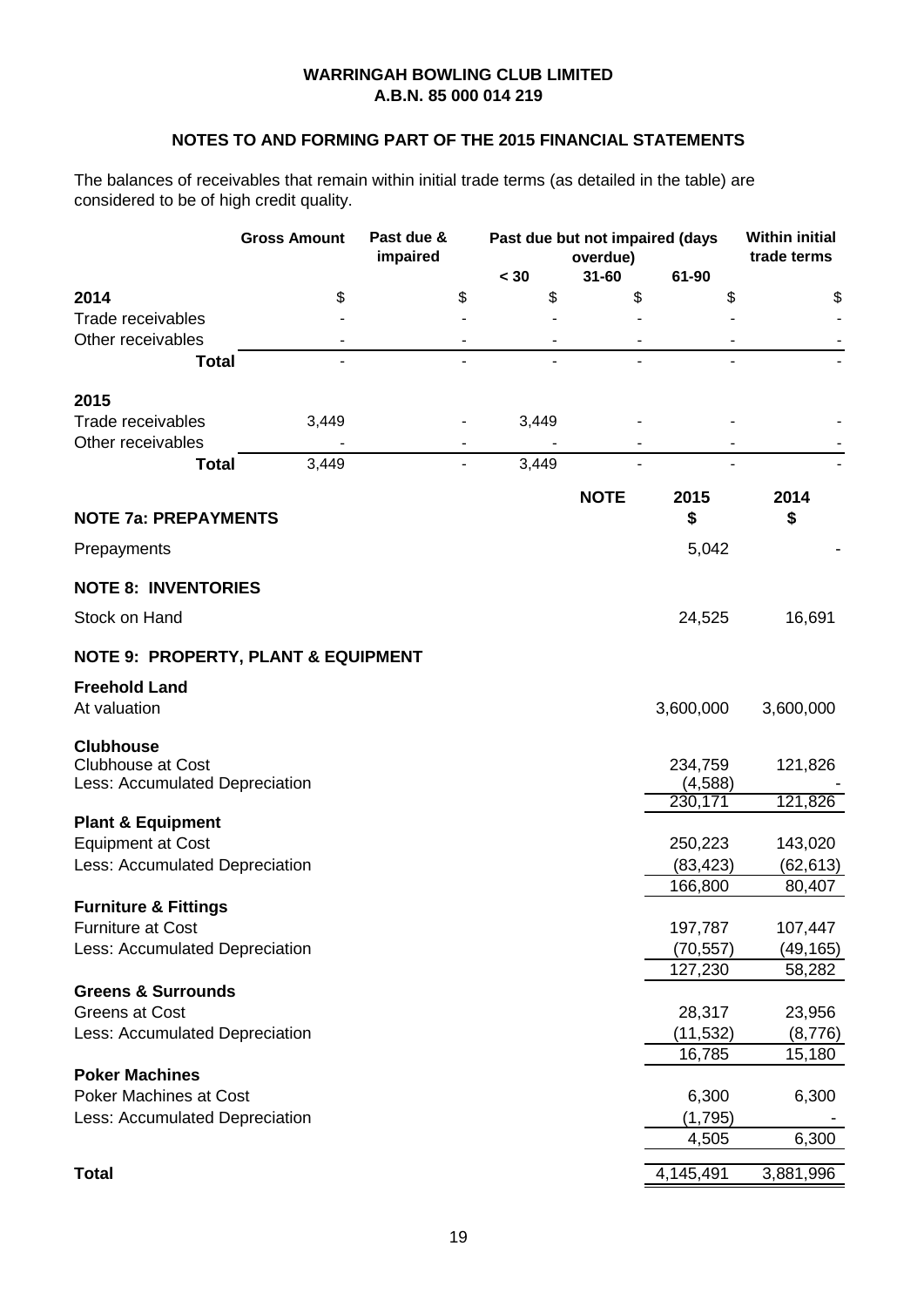**WARRINGAH BOWLING CLUB LIMITED**
**A.B.N. 85 000 014 219**

**NOTES TO AND FORMING PART OF THE 2015 FINANCIAL STATEMENTS**

The balances of receivables that remain within initial trade terms (as detailed in the table) are considered to be of high credit quality.

| | Gross Amount | Past due & impaired | Past due but not impaired (days overdue) | | | Within initial trade terms |
|---|---|---|---|---|---|---|
| | | | < 30 | 31-60 | 61-90 | |
| **2014** | $ | $ | $ | $ | $ | $ |
| Trade receivables | - | - | - | - | - | - |
| Other receivables | - | - | - | - | - | - |
| **Total** | - | - | - | - | - | - |
| **2015** | | | | | | |
| Trade receivables | 3,449 | - | 3,449 | - | - | - |
| Other receivables | - | - | - | - | - | - |
| **Total** | 3,449 | - | 3,449 | - | - | - |

| | NOTE | 2015 | 2014 |
|---|---|---|---|
| **NOTE 7a: PREPAYMENTS** | | **$** | **$** |
| Prepayments | | 5,042 | - |
| **NOTE 8: INVENTORIES** | | | |
| Stock on Hand | | 24,525 | 16,691 |
| **NOTE 9: PROPERTY, PLANT & EQUIPMENT** | | | |
| **Freehold Land** | | | |
| At valuation | | 3,600,000 | 3,600,000 |
| **Clubhouse** | | | |
| Clubhouse at Cost | | 234,759 | 121,826 |
| Less: Accumulated Depreciation | | (4,588) | - |
| | | 230,171 | 121,826 |
| **Plant & Equipment** | | | |
| Equipment at Cost | | 250,223 | 143,020 |
| Less: Accumulated Depreciation | | (83,423) | (62,613) |
| | | 166,800 | 80,407 |
| **Furniture & Fittings** | | | |
| Furniture at Cost | | 197,787 | 107,447 |
| Less: Accumulated Depreciation | | (70,557) | (49,165) |
| | | 127,230 | 58,282 |
| **Greens & Surrounds** | | | |
| Greens at Cost | | 28,317 | 23,956 |
| Less: Accumulated Depreciation | | (11,532) | (8,776) |
| | | 16,785 | 15,180 |
| **Poker Machines** | | | |
| Poker Machines at Cost | | 6,300 | 6,300 |
| Less: Accumulated Depreciation | | (1,795) | - |
| | | 4,505 | 6,300 |
| **Total** | | 4,145,491 | 3,881,996 |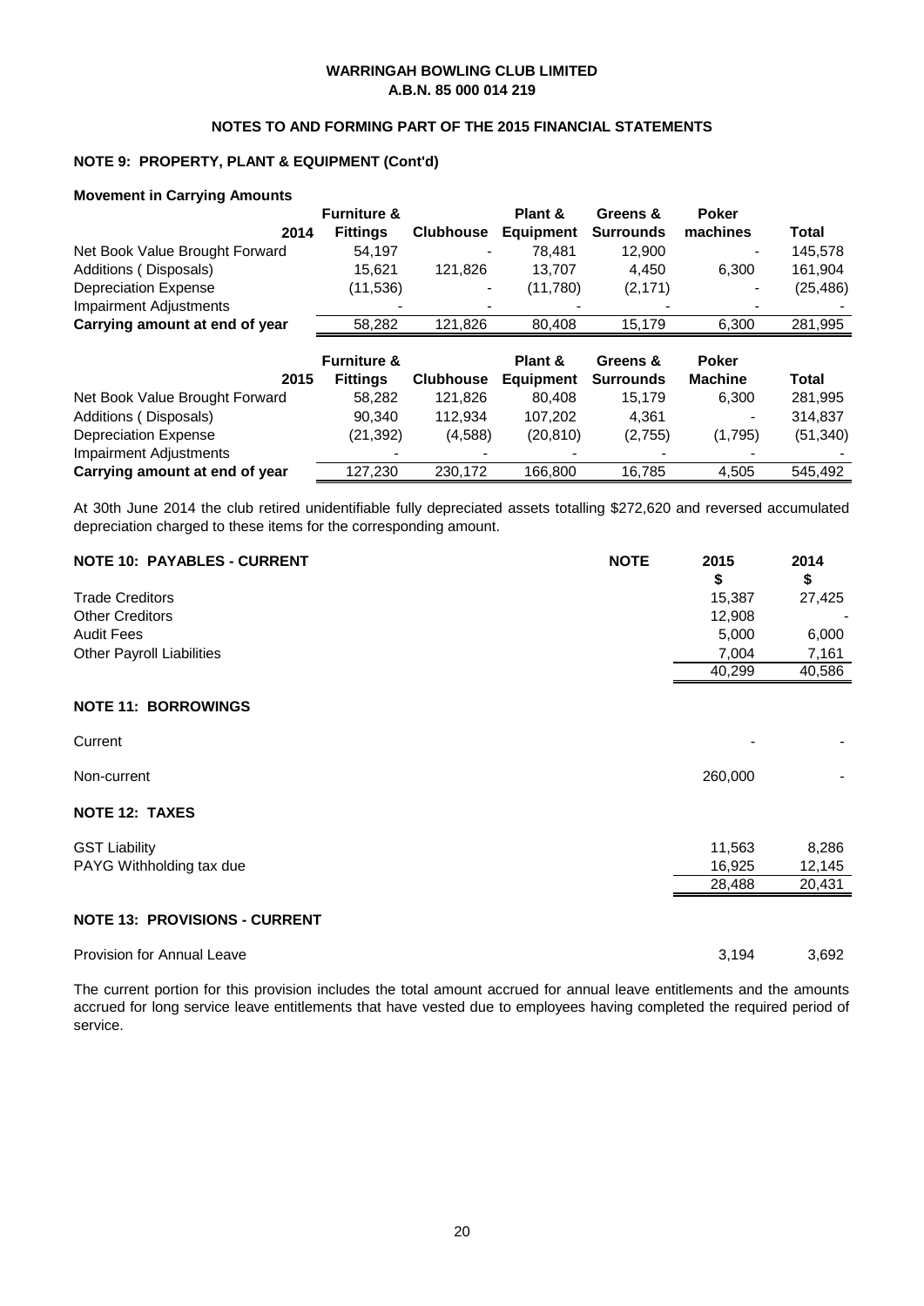**WARRINGAH BOWLING CLUB LIMITED**
**A.B.N. 85 000 014 219**

**NOTES TO AND FORMING PART OF THE 2015 FINANCIAL STATEMENTS**

## NOTE 9: PROPERTY, PLANT & EQUIPMENT (Cont'd)

**Movement in Carrying Amounts**

| 2014 | Furniture & Fittings | Clubhouse | Plant & Equipment | Greens & Surrounds | Poker machines | Total |
|---|---|---|---|---|---|---|
| Net Book Value Brought Forward | 54,197 | - | 78,481 | 12,900 | - | 145,578 |
| Additions ( Disposals) | 15,621 | 121,826 | 13,707 | 4,450 | 6,300 | 161,904 |
| Depreciation Expense | (11,536) | - | (11,780) | (2,171) | - | (25,486) |
| Impairment Adjustments | - | - | - | - | - | - |
| **Carrying amount at end of year** | 58,282 | 121,826 | 80,408 | 15,179 | 6,300 | 281,995 |

| 2015 | Furniture & Fittings | Clubhouse | Plant & Equipment | Greens & Surrounds | Poker Machine | Total |
|---|---|---|---|---|---|---|
| Net Book Value Brought Forward | 58,282 | 121,826 | 80,408 | 15,179 | 6,300 | 281,995 |
| Additions ( Disposals) | 90,340 | 112,934 | 107,202 | 4,361 | - | 314,837 |
| Depreciation Expense | (21,392) | (4,588) | (20,810) | (2,755) | (1,795) | (51,340) |
| Impairment Adjustments | - | - | - | - | - | - |
| **Carrying amount at end of year** | 127,230 | 230,172 | 166,800 | 16,785 | 4,505 | 545,492 |

At 30th June 2014 the club retired unidentifiable fully depreciated assets totalling $272,620 and reversed accumulated depreciation charged to these items for the corresponding amount.

## NOTE 10: PAYABLES - CURRENT

| | NOTE | 2015 $ | 2014 $ |
|---|---|---|---|
| Trade Creditors | | 15,387 | 27,425 |
| Other Creditors | | 12,908 | - |
| Audit Fees | | 5,000 | 6,000 |
| Other Payroll Liabilities | | 7,004 | 7,161 |
| | | 40,299 | 40,586 |

## NOTE 11: BORROWINGS

| | 2015 | 2014 |
|---|---|---|
| Current | - | - |
| Non-current | 260,000 | - |

## NOTE 12: TAXES

| | 2015 | 2014 |
|---|---|---|
| GST Liability | 11,563 | 8,286 |
| PAYG Withholding tax due | 16,925 | 12,145 |
| | 28,488 | 20,431 |

## NOTE 13: PROVISIONS - CURRENT

| | 2015 | 2014 |
|---|---|---|
| Provision for Annual Leave | 3,194 | 3,692 |

The current portion for this provision includes the total amount accrued for annual leave entitlements and the amounts accrued for long service leave entitlements that have vested due to employees having completed the required period of service.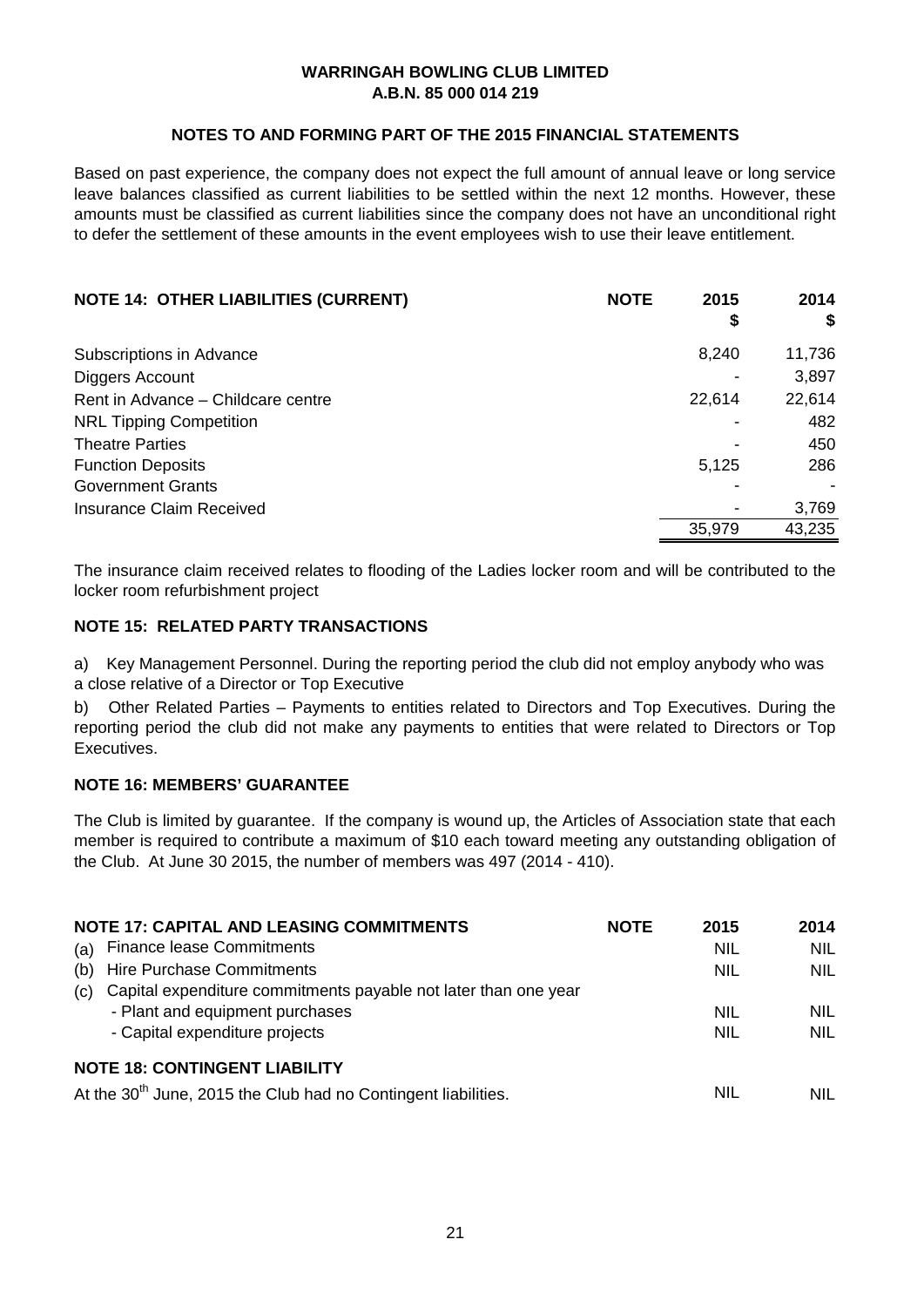**WARRINGAH BOWLING CLUB LIMITED**
**A.B.N. 85 000 014 219**

**NOTES TO AND FORMING PART OF THE 2015 FINANCIAL STATEMENTS**

Based on past experience, the company does not expect the full amount of annual leave or long service leave balances classified as current liabilities to be settled within the next 12 months. However, these amounts must be classified as current liabilities since the company does not have an unconditional right to defer the settlement of these amounts in the event employees wish to use their leave entitlement.

| **NOTE 14: OTHER LIABILITIES (CURRENT)** | **NOTE** | **2015 $** | **2014 $** |
|---|---|---|---|
| Subscriptions in Advance | | 8,240 | 11,736 |
| Diggers Account | | - | 3,897 |
| Rent in Advance – Childcare centre | | 22,614 | 22,614 |
| NRL Tipping Competition | | - | 482 |
| Theatre Parties | | - | 450 |
| Function Deposits | | 5,125 | 286 |
| Government Grants | | - | - |
| Insurance Claim Received | | - | 3,769 |
| | | 35,979 | 43,235 |

The insurance claim received relates to flooding of the Ladies locker room and will be contributed to the locker room refurbishment project

### NOTE 15: RELATED PARTY TRANSACTIONS

a) Key Management Personnel. During the reporting period the club did not employ anybody who was a close relative of a Director or Top Executive

b) Other Related Parties – Payments to entities related to Directors and Top Executives. During the reporting period the club did not make any payments to entities that were related to Directors or Top Executives.

### NOTE 16: MEMBERS' GUARANTEE

The Club is limited by guarantee. If the company is wound up, the Articles of Association state that each member is required to contribute a maximum of $10 each toward meeting any outstanding obligation of the Club. At June 30 2015, the number of members was 497 (2014 - 410).

| **NOTE 17: CAPITAL AND LEASING COMMITMENTS** | **NOTE** | **2015** | **2014** |
|---|---|---|---|
| (a) Finance lease Commitments | | NIL | NIL |
| (b) Hire Purchase Commitments | | NIL | NIL |
| (c) Capital expenditure commitments payable not later than one year | | | |
| - Plant and equipment purchases | | NIL | NIL |
| - Capital expenditure projects | | NIL | NIL |
| **NOTE 18: CONTINGENT LIABILITY** | | | |
| At the 30th June, 2015 the Club had no Contingent liabilities. | | NIL | NIL |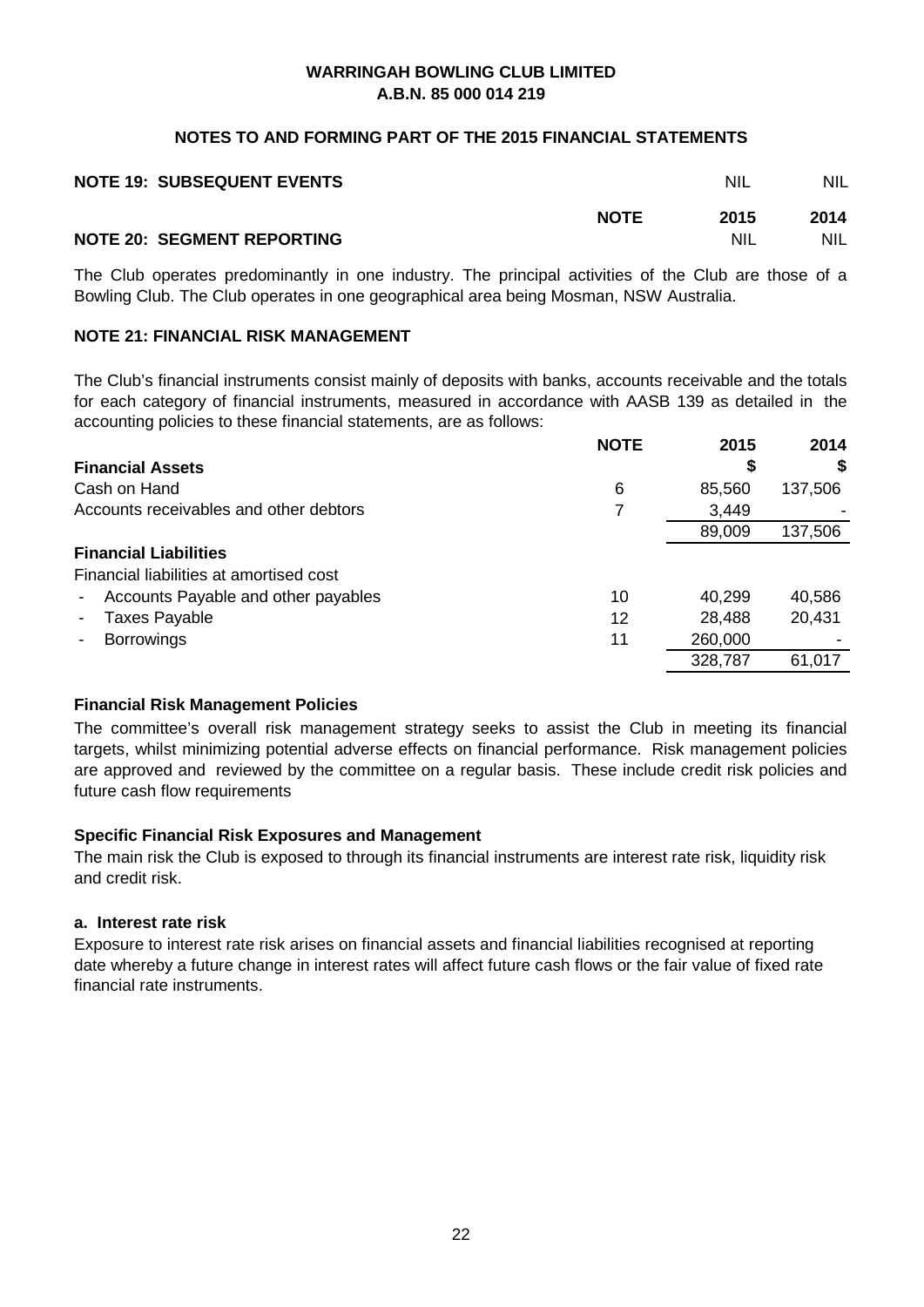**WARRINGAH BOWLING CLUB LIMITED**
**A.B.N. 85 000 014 219**

**NOTES TO AND FORMING PART OF THE 2015 FINANCIAL STATEMENTS**

| | NOTE | 2015 | 2014 |
|---|---|---|---|
| **NOTE 19: SUBSEQUENT EVENTS** | | NIL | NIL |
| **NOTE 20: SEGMENT REPORTING** | | NIL | NIL |

The Club operates predominantly in one industry. The principal activities of the Club are those of a Bowling Club. The Club operates in one geographical area being Mosman, NSW Australia.

**NOTE 21: FINANCIAL RISK MANAGEMENT**

The Club's financial instruments consist mainly of deposits with banks, accounts receivable and the totals for each category of financial instruments, measured in accordance with AASB 139 as detailed in the accounting policies to these financial statements, are as follows:

| | NOTE | 2015 | 2014 |
|---|---|---|---|
| **Financial Assets** | | $ | $ |
| Cash on Hand | 6 | 85,560 | 137,506 |
| Accounts receivables and other debtors | 7 | 3,449 | - |
| | | 89,009 | 137,506 |
| **Financial Liabilities** | | | |
| Financial liabilities at amortised cost | | | |
| - Accounts Payable and other payables | 10 | 40,299 | 40,586 |
| - Taxes Payable | 12 | 28,488 | 20,431 |
| - Borrowings | 11 | 260,000 | - |
| | | 328,787 | 61,017 |

**Financial Risk Management Policies**

The committee's overall risk management strategy seeks to assist the Club in meeting its financial targets, whilst minimizing potential adverse effects on financial performance. Risk management policies are approved and reviewed by the committee on a regular basis. These include credit risk policies and future cash flow requirements

**Specific Financial Risk Exposures and Management**

The main risk the Club is exposed to through its financial instruments are interest rate risk, liquidity risk and credit risk.

**a. Interest rate risk**

Exposure to interest rate risk arises on financial assets and financial liabilities recognised at reporting date whereby a future change in interest rates will affect future cash flows or the fair value of fixed rate financial rate instruments.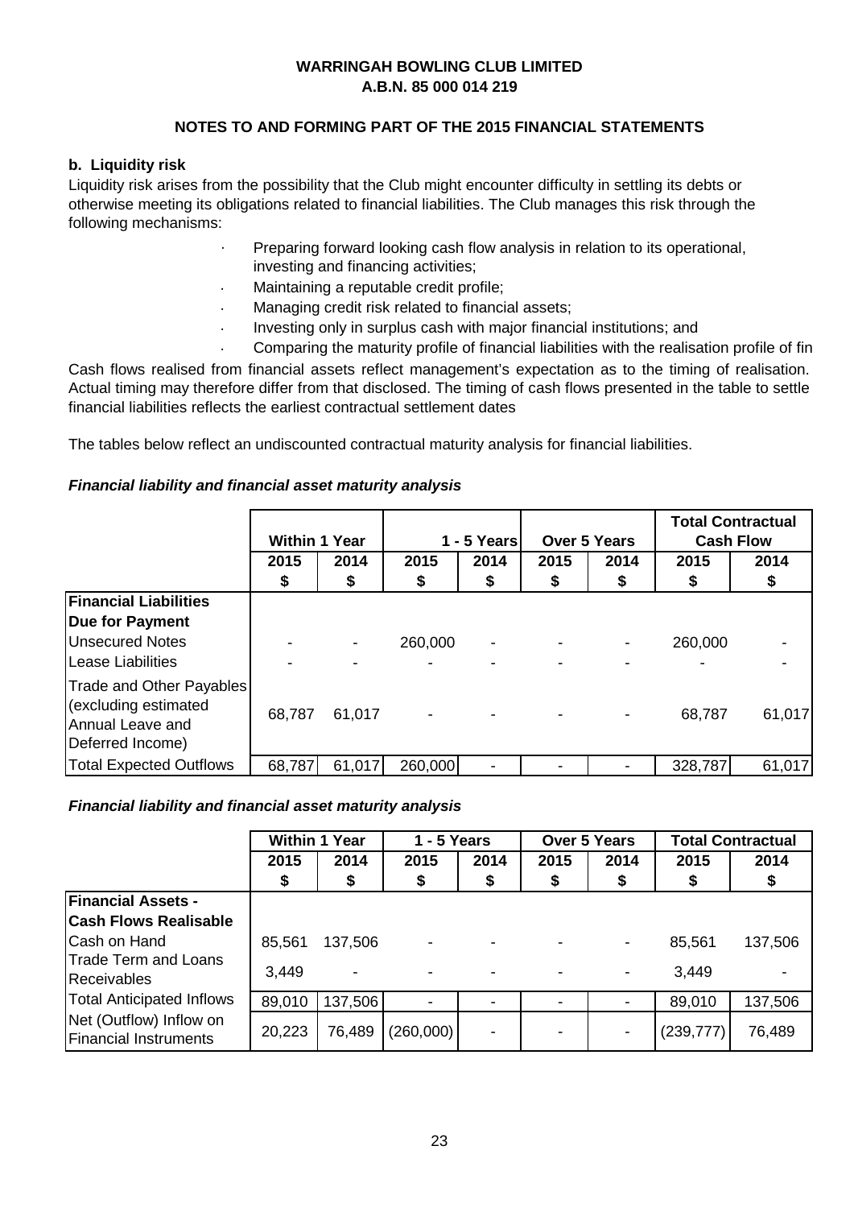# WARRINGAH BOWLING CLUB LIMITED
## A.B.N. 85 000 014 219

### NOTES TO AND FORMING PART OF THE 2015 FINANCIAL STATEMENTS

**b. Liquidity risk**

Liquidity risk arises from the possibility that the Club might encounter difficulty in settling its debts or otherwise meeting its obligations related to financial liabilities. The Club manages this risk through the following mechanisms:

- Preparing forward looking cash flow analysis in relation to its operational, investing and financing activities;
- Maintaining a reputable credit profile;
- Managing credit risk related to financial assets;
- Investing only in surplus cash with major financial institutions; and
- Comparing the maturity profile of financial liabilities with the realisation profile of fin

Cash flows realised from financial assets reflect management's expectation as to the timing of realisation. Actual timing may therefore differ from that disclosed. The timing of cash flows presented in the table to settle financial liabilities reflects the earliest contractual settlement dates

The tables below reflect an undiscounted contractual maturity analysis for financial liabilities.

***Financial liability and financial asset maturity analysis***

| | Within 1 Year | | 1 - 5 Years | | Over 5 Years | | Total Contractual Cash Flow | |
|---|---|---|---|---|---|---|---|---|
| | 2015 $ | 2014 $ | 2015 $ | 2014 $ | 2015 $ | 2014 $ | 2015 $ | 2014 $ |
| **Financial Liabilities Due for Payment** | | | | | | | | |
| Unsecured Notes | - | - | 260,000 | - | - | - | 260,000 | - |
| Lease Liabilities | - | - | - | - | - | - | - | - |
| Trade and Other Payables (excluding estimated Annual Leave and Deferred Income) | 68,787 | 61,017 | - | - | - | - | 68,787 | 61,017 |
| Total Expected Outflows | 68,787 | 61,017 | 260,000 | - | - | - | 328,787 | 61,017 |

***Financial liability and financial asset maturity analysis***

| | Within 1 Year | | 1 - 5 Years | | Over 5 Years | | Total Contractual | |
|---|---|---|---|---|---|---|---|---|
| | 2015 $ | 2014 $ | 2015 $ | 2014 $ | 2015 $ | 2014 $ | 2015 $ | 2014 $ |
| **Financial Assets - Cash Flows Realisable** | | | | | | | | |
| Cash on Hand | 85,561 | 137,506 | - | - | - | - | 85,561 | 137,506 |
| Trade Term and Loans Receivables | 3,449 | - | - | - | - | - | 3,449 | - |
| Total Anticipated Inflows | 89,010 | 137,506 | - | - | - | - | 89,010 | 137,506 |
| Net (Outflow) Inflow on Financial Instruments | 20,223 | 76,489 | (260,000) | - | - | - | (239,777) | 76,489 |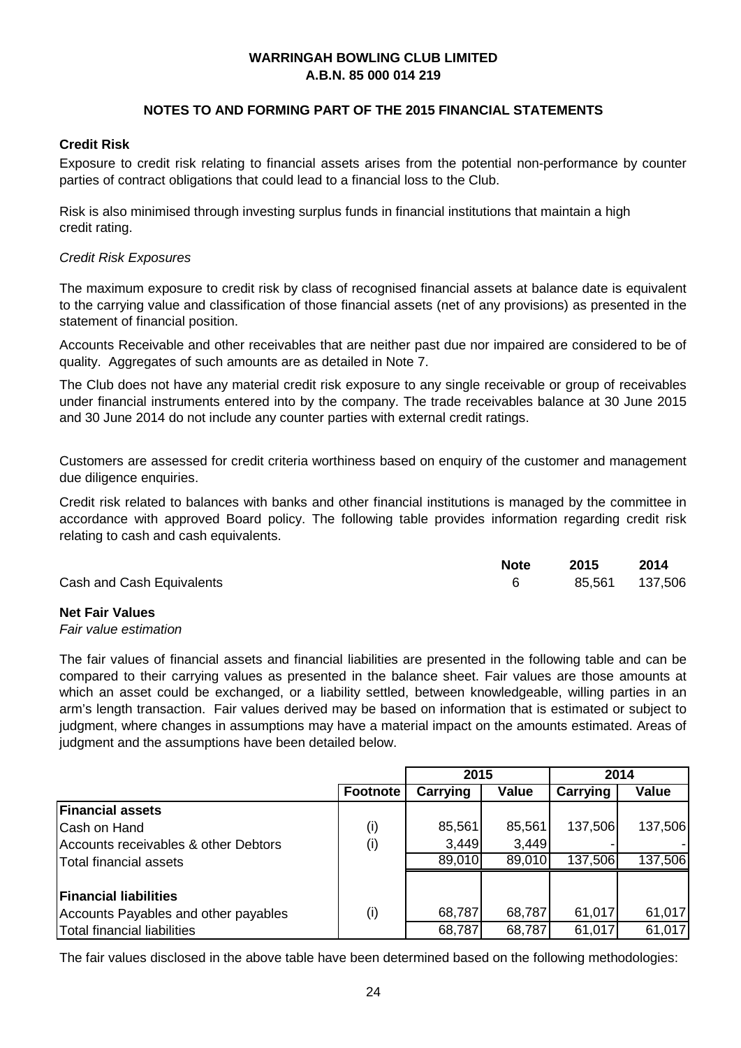**WARRINGAH BOWLING CLUB LIMITED**
**A.B.N. 85 000 014 219**

**NOTES TO AND FORMING PART OF THE 2015 FINANCIAL STATEMENTS**

**Credit Risk**

Exposure to credit risk relating to financial assets arises from the potential non-performance by counter parties of contract obligations that could lead to a financial loss to the Club.

Risk is also minimised through investing surplus funds in financial institutions that maintain a high credit rating.

*Credit Risk Exposures*

The maximum exposure to credit risk by class of recognised financial assets at balance date is equivalent to the carrying value and classification of those financial assets (net of any provisions) as presented in the statement of financial position.

Accounts Receivable and other receivables that are neither past due nor impaired are considered to be of quality. Aggregates of such amounts are as detailed in Note 7.

The Club does not have any material credit risk exposure to any single receivable or group of receivables under financial instruments entered into by the company. The trade receivables balance at 30 June 2015 and 30 June 2014 do not include any counter parties with external credit ratings.

Customers are assessed for credit criteria worthiness based on enquiry of the customer and management due diligence enquiries.

Credit risk related to balances with banks and other financial institutions is managed by the committee in accordance with approved Board policy. The following table provides information regarding credit risk relating to cash and cash equivalents.

| | Note | 2015 | 2014 |
|---|---|---|---|
| Cash and Cash Equivalents | 6 | 85,561 | 137,506 |

**Net Fair Values**

*Fair value estimation*

The fair values of financial assets and financial liabilities are presented in the following table and can be compared to their carrying values as presented in the balance sheet. Fair values are those amounts at which an asset could be exchanged, or a liability settled, between knowledgeable, willing parties in an arm's length transaction. Fair values derived may be based on information that is estimated or subject to judgment, where changes in assumptions may have a material impact on the amounts estimated. Areas of judgment and the assumptions have been detailed below.

| | | 2015 | | 2014 | |
|---|---|---|---|---|---|
| | Footnote | Carrying | Value | Carrying | Value |
| **Financial assets** | | | | | |
| Cash on Hand | (i) | 85,561 | 85,561 | 137,506 | 137,506 |
| Accounts receivables & other Debtors | (i) | 3,449 | 3,449 | - | - |
| Total financial assets | | 89,010 | 89,010 | 137,506 | 137,506 |
| **Financial liabilities** | | | | | |
| Accounts Payables and other payables | (i) | 68,787 | 68,787 | 61,017 | 61,017 |
| Total financial liabilities | | 68,787 | 68,787 | 61,017 | 61,017 |

The fair values disclosed in the above table have been determined based on the following methodologies: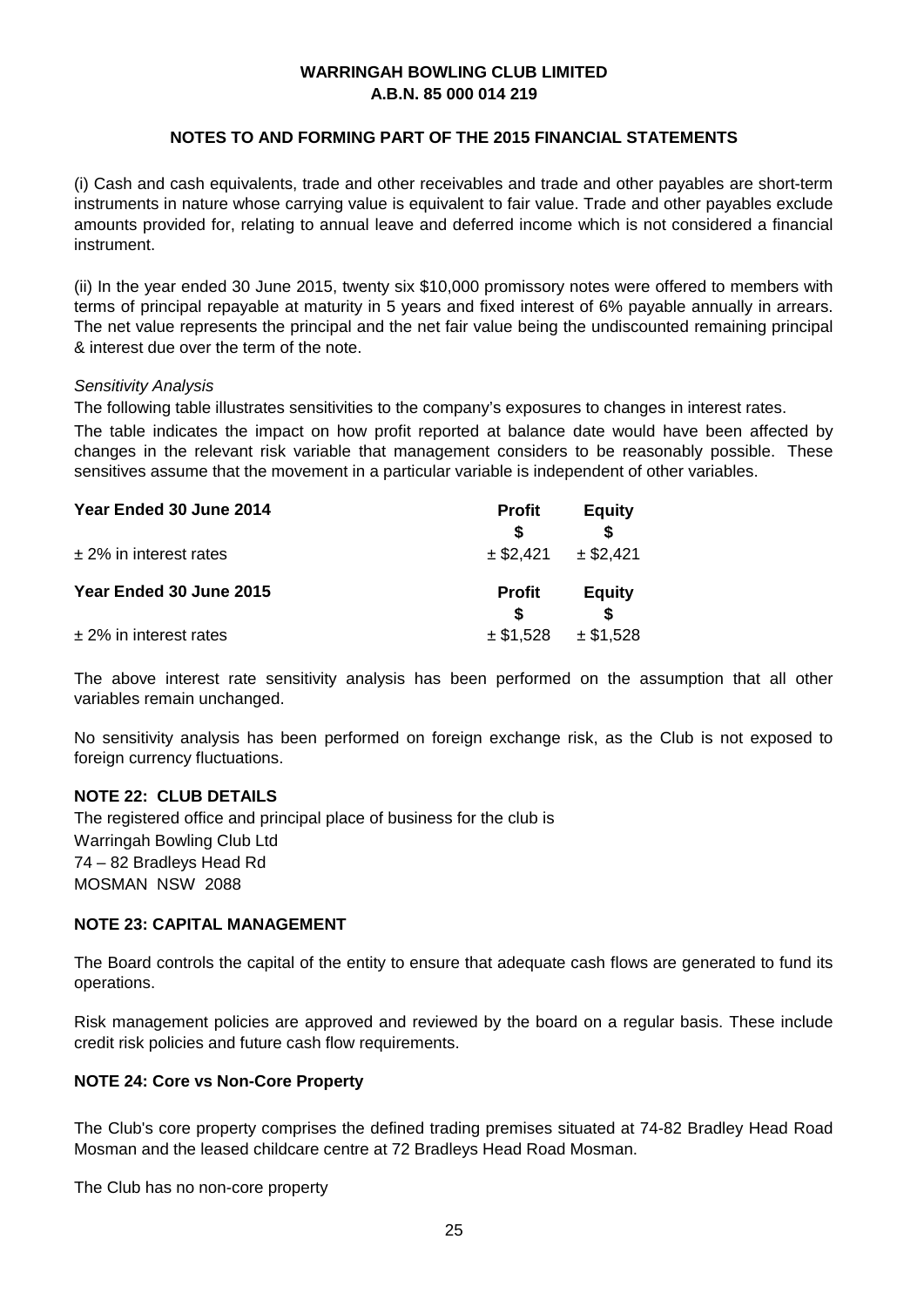**WARRINGAH BOWLING CLUB LIMITED**
**A.B.N. 85 000 014 219**

**NOTES TO AND FORMING PART OF THE 2015 FINANCIAL STATEMENTS**

(i) Cash and cash equivalents, trade and other receivables and trade and other payables are short-term instruments in nature whose carrying value is equivalent to fair value. Trade and other payables exclude amounts provided for, relating to annual leave and deferred income which is not considered a financial instrument.

(ii) In the year ended 30 June 2015, twenty six $10,000 promissory notes were offered to members with terms of principal repayable at maturity in 5 years and fixed interest of 6% payable annually in arrears. The net value represents the principal and the net fair value being the undiscounted remaining principal & interest due over the term of the note.

*Sensitivity Analysis*

The following table illustrates sensitivities to the company's exposures to changes in interest rates.

The table indicates the impact on how profit reported at balance date would have been affected by changes in the relevant risk variable that management considers to be reasonably possible. These sensitives assume that the movement in a particular variable is independent of other variables.

| **Year Ended 30 June 2014** | **Profit** | **Equity** |
|---|---|---|
| | **$** | **$** |
| ± 2% in interest rates | ± $2,421 | ± $2,421 |
| **Year Ended 30 June 2015** | **Profit** | **Equity** |
| | **$** | **$** |
| ± 2% in interest rates | ± $1,528 | ± $1,528 |

The above interest rate sensitivity analysis has been performed on the assumption that all other variables remain unchanged.

No sensitivity analysis has been performed on foreign exchange risk, as the Club is not exposed to foreign currency fluctuations.

**NOTE 22: CLUB DETAILS**

The registered office and principal place of business for the club is
Warringah Bowling Club Ltd
74 – 82 Bradleys Head Rd
MOSMAN NSW 2088

**NOTE 23: CAPITAL MANAGEMENT**

The Board controls the capital of the entity to ensure that adequate cash flows are generated to fund its operations.

Risk management policies are approved and reviewed by the board on a regular basis. These include credit risk policies and future cash flow requirements.

**NOTE 24: Core vs Non-Core Property**

The Club's core property comprises the defined trading premises situated at 74-82 Bradley Head Road Mosman and the leased childcare centre at 72 Bradleys Head Road Mosman.

The Club has no non-core property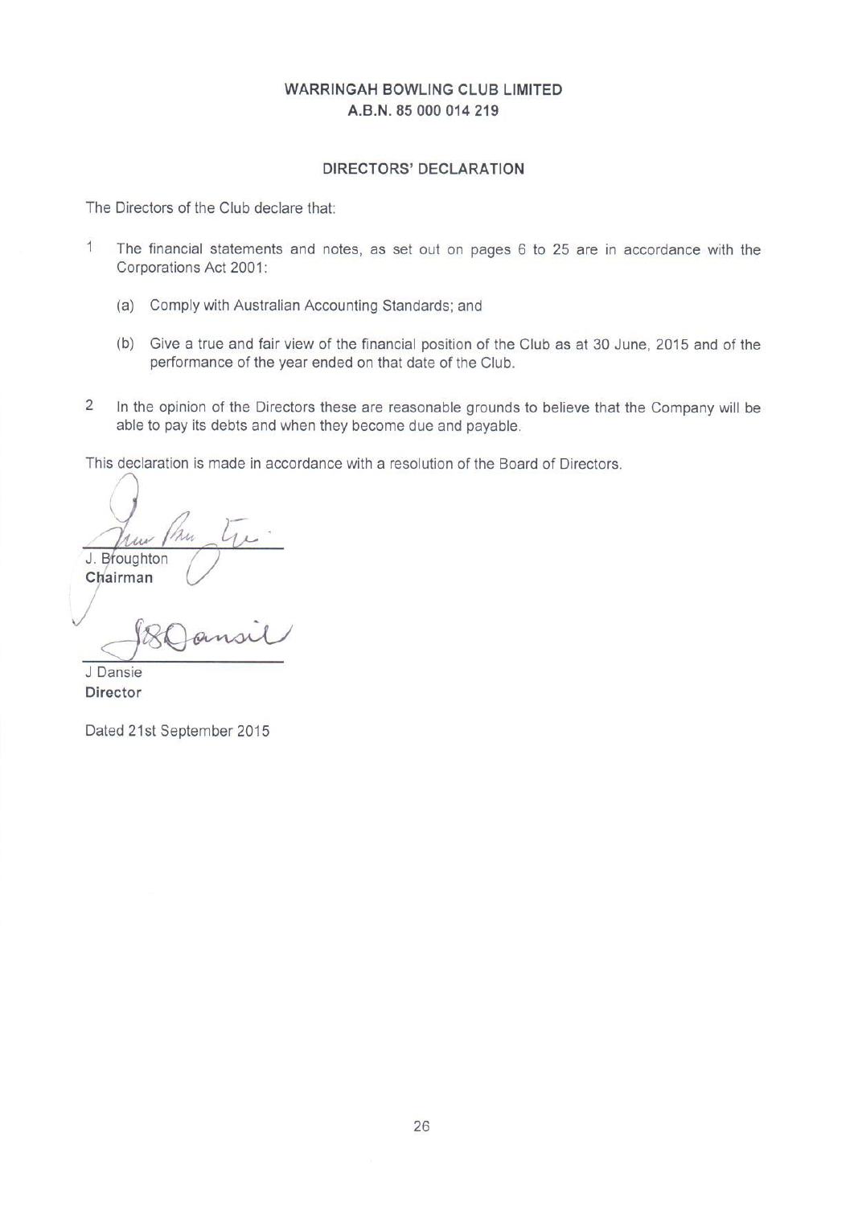**WARRINGAH BOWLING CLUB LIMITED**
**A.B.N. 85 000 014 219**

## DIRECTORS' DECLARATION

The Directors of the Club declare that:

1. The financial statements and notes, as set out on pages 6 to 25 are in accordance with the Corporations Act 2001:

   (a) Comply with Australian Accounting Standards; and

   (b) Give a true and fair view of the financial position of the Club as at 30 June, 2015 and of the performance of the year ended on that date of the Club.

2. In the opinion of the Directors these are reasonable grounds to believe that the Company will be able to pay its debts and when they become due and payable.

This declaration is made in accordance with a resolution of the Board of Directors.

J. Broughton
**Chairman**

J Dansie
**Director**

Dated 21st September 2015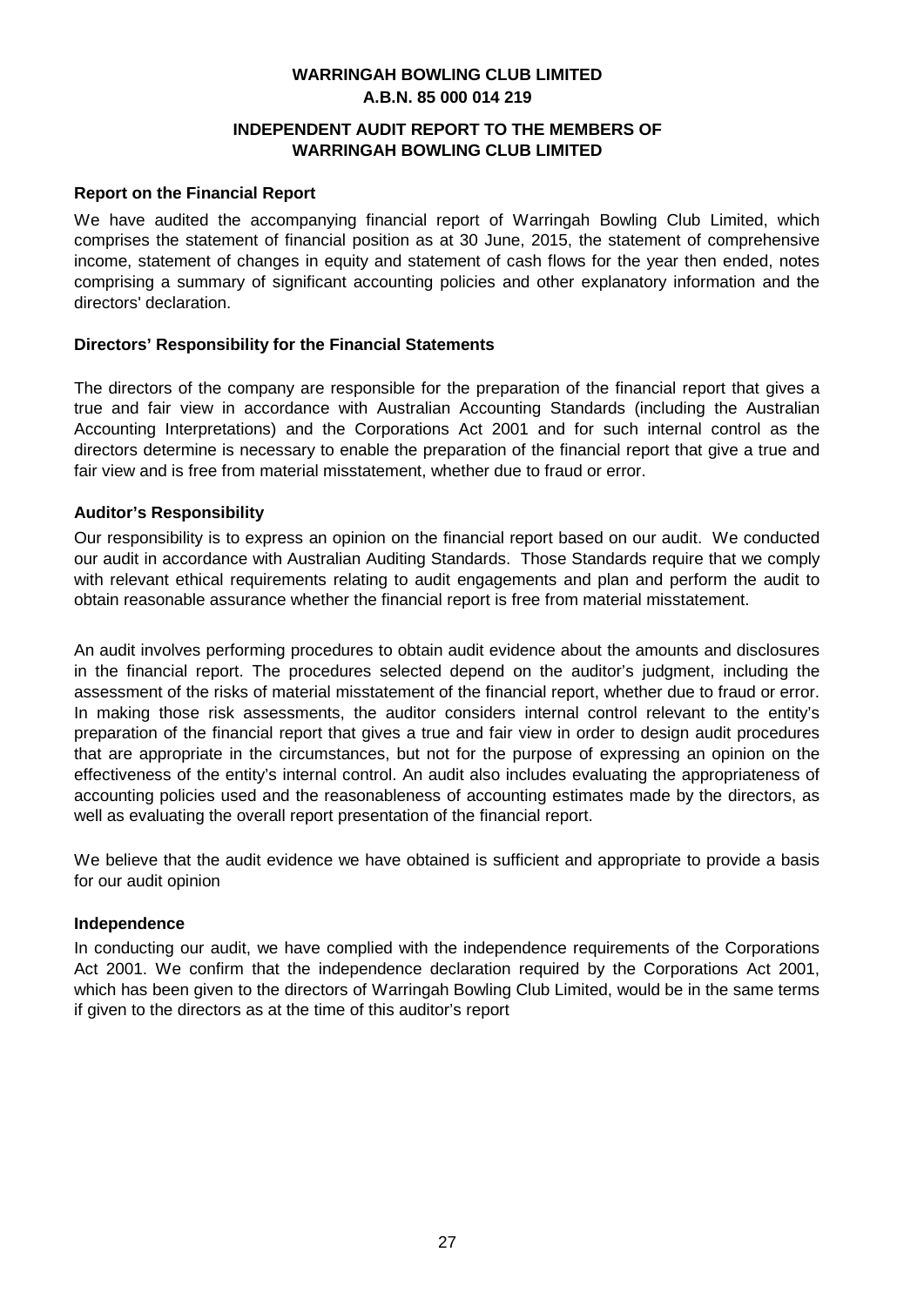**WARRINGAH BOWLING CLUB LIMITED**
**A.B.N. 85 000 014 219**

**INDEPENDENT AUDIT REPORT TO THE MEMBERS OF WARRINGAH BOWLING CLUB LIMITED**

## Report on the Financial Report

We have audited the accompanying financial report of Warringah Bowling Club Limited, which comprises the statement of financial position as at 30 June, 2015, the statement of comprehensive income, statement of changes in equity and statement of cash flows for the year then ended, notes comprising a summary of significant accounting policies and other explanatory information and the directors' declaration.

## Directors' Responsibility for the Financial Statements

The directors of the company are responsible for the preparation of the financial report that gives a true and fair view in accordance with Australian Accounting Standards (including the Australian Accounting Interpretations) and the Corporations Act 2001 and for such internal control as the directors determine is necessary to enable the preparation of the financial report that give a true and fair view and is free from material misstatement, whether due to fraud or error.

## Auditor's Responsibility

Our responsibility is to express an opinion on the financial report based on our audit. We conducted our audit in accordance with Australian Auditing Standards. Those Standards require that we comply with relevant ethical requirements relating to audit engagements and plan and perform the audit to obtain reasonable assurance whether the financial report is free from material misstatement.

An audit involves performing procedures to obtain audit evidence about the amounts and disclosures in the financial report. The procedures selected depend on the auditor's judgment, including the assessment of the risks of material misstatement of the financial report, whether due to fraud or error. In making those risk assessments, the auditor considers internal control relevant to the entity's preparation of the financial report that gives a true and fair view in order to design audit procedures that are appropriate in the circumstances, but not for the purpose of expressing an opinion on the effectiveness of the entity's internal control. An audit also includes evaluating the appropriateness of accounting policies used and the reasonableness of accounting estimates made by the directors, as well as evaluating the overall report presentation of the financial report.

We believe that the audit evidence we have obtained is sufficient and appropriate to provide a basis for our audit opinion

## Independence

In conducting our audit, we have complied with the independence requirements of the Corporations Act 2001. We confirm that the independence declaration required by the Corporations Act 2001, which has been given to the directors of Warringah Bowling Club Limited, would be in the same terms if given to the directors as at the time of this auditor's report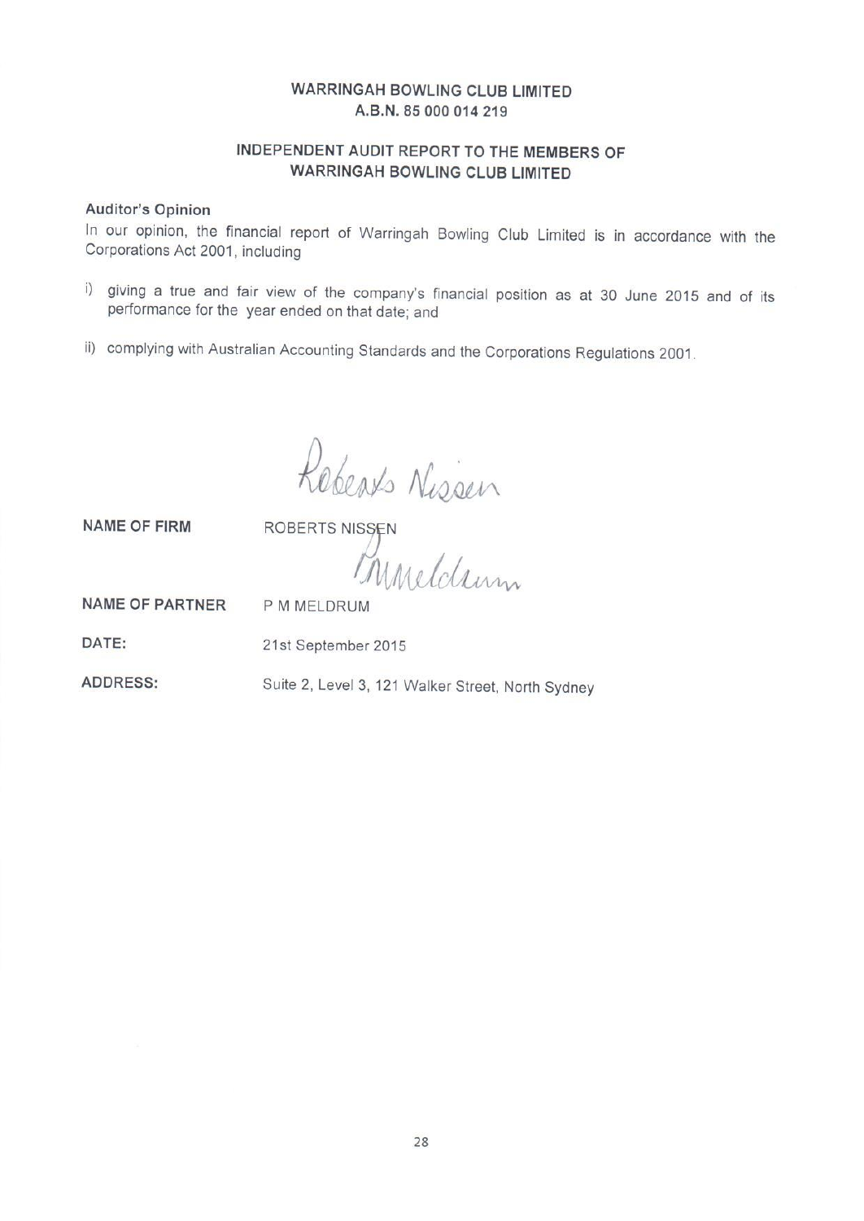# WARRINGAH BOWLING CLUB LIMITED
## A.B.N. 85 000 014 219

## INDEPENDENT AUDIT REPORT TO THE MEMBERS OF WARRINGAH BOWLING CLUB LIMITED

**Auditor's Opinion**

In our opinion, the financial report of Warringah Bowling Club Limited is in accordance with the Corporations Act 2001, including

i) giving a true and fair view of the company's financial position as at 30 June 2015 and of its performance for the year ended on that date; and

ii) complying with Australian Accounting Standards and the Corporations Regulations 2001.

Roberts Nissen

**NAME OF FIRM** ROBERTS NISSEN

PMMeldrum

**NAME OF PARTNER** P M MELDRUM

**DATE:** 21st September 2015

**ADDRESS:** Suite 2, Level 3, 121 Walker Street, North Sydney